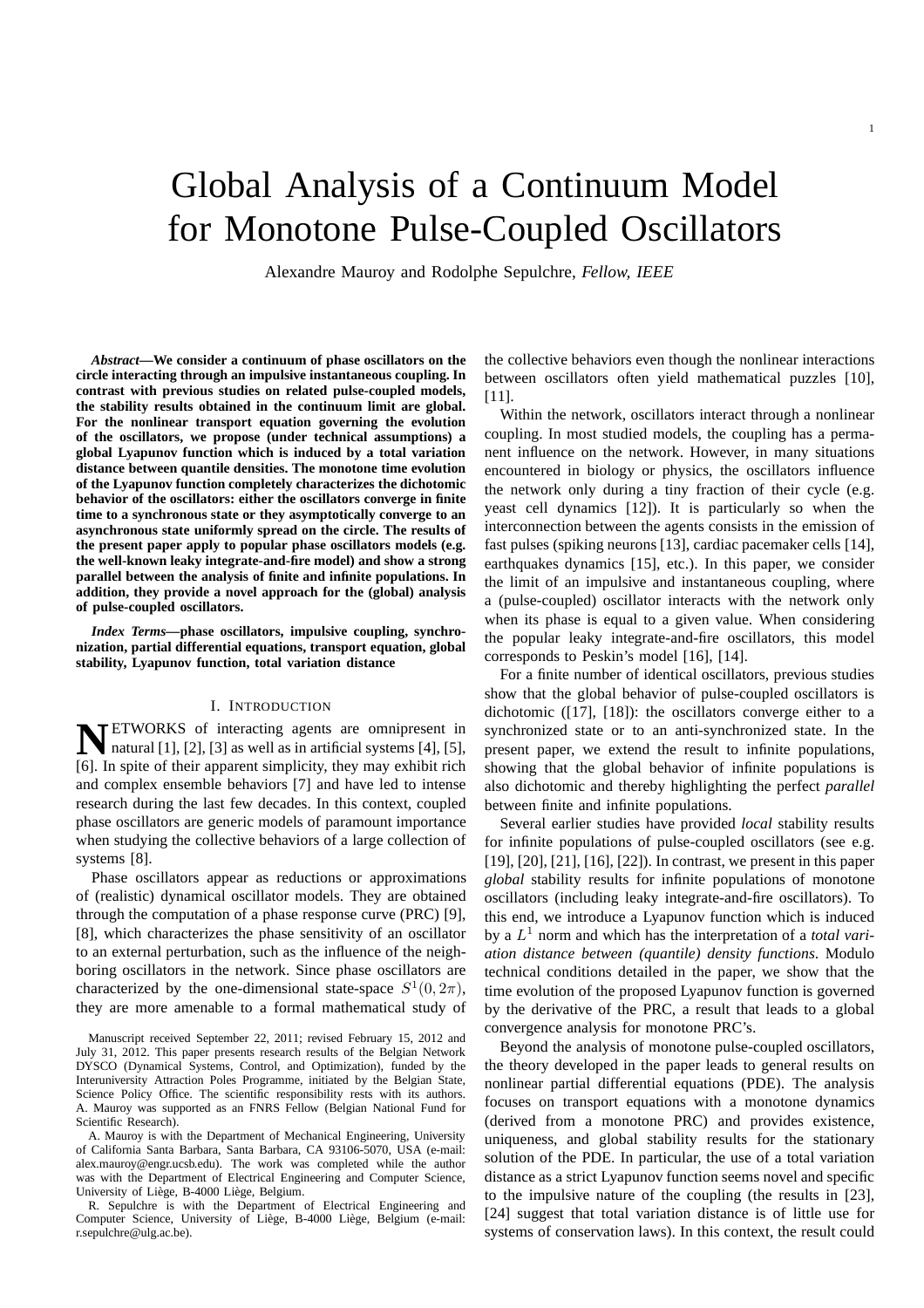# Global Analysis of a Continuum Model for Monotone Pulse-Coupled Oscillators

Alexandre Mauroy and Rodolphe Sepulchre, *Fellow, IEEE*

***Abstract*—We consider a continuum of phase oscillators on the circle interacting through an impulsive instantaneous coupling. In contrast with previous studies on related pulse-coupled models, the stability results obtained in the continuum limit are global. For the nonlinear transport equation governing the evolution of the oscillators, we propose (under technical assumptions) a global Lyapunov function which is induced by a total variation distance between quantile densities. The monotone time evolution of the Lyapunov function completely characterizes the dichotomic behavior of the oscillators: either the oscillators converge in finite time to a synchronous state or they asymptotically converge to an asynchronous state uniformly spread on the circle. The results of the present paper apply to popular phase oscillators models (e.g. the well-known leaky integrate-and-fire model) and show a strong parallel between the analysis of finite and infinite populations. In addition, they provide a novel approach for the (global) analysis of pulse-coupled oscillators.**

***Index Terms*—phase oscillators, impulsive coupling, synchronization, partial differential equations, transport equation, global stability, Lyapunov function, total variation distance**

## I. Introduction

Networks of interacting agents are omnipresent in natural [1], [2], [3] as well as in artificial systems [4], [5], [6]. In spite of their apparent simplicity, they may exhibit rich and complex ensemble behaviors [7] and have led to intense research during the last few decades. In this context, coupled phase oscillators are generic models of paramount importance when studying the collective behaviors of a large collection of systems [8].

Phase oscillators appear as reductions or approximations of (realistic) dynamical oscillator models. They are obtained through the computation of a phase response curve (PRC) [9], [8], which characterizes the phase sensitivity of an oscillator to an external perturbation, such as the influence of the neighboring oscillators in the network. Since phase oscillators are characterized by the one-dimensional state-space $S^1(0,2\pi)$, they are more amenable to a formal mathematical study of the collective behaviors even though the nonlinear interactions between oscillators often yield mathematical puzzles [10], [11].

Within the network, oscillators interact through a nonlinear coupling. In most studied models, the coupling has a permanent influence on the network. However, in many situations encountered in biology or physics, the oscillators influence the network only during a tiny fraction of their cycle (e.g. yeast cell dynamics [12]). It is particularly so when the interconnection between the agents consists in the emission of fast pulses (spiking neurons [13], cardiac pacemaker cells [14], earthquakes dynamics [15], etc.). In this paper, we consider the limit of an impulsive and instantaneous coupling, where a (pulse-coupled) oscillator interacts with the network only when its phase is equal to a given value. When considering the popular leaky integrate-and-fire oscillators, this model corresponds to Peskin's model [16], [14].

For a finite number of identical oscillators, previous studies show that the global behavior of pulse-coupled oscillators is dichotomic ([17], [18]): the oscillators converge either to a synchronized state or to an anti-synchronized state. In the present paper, we extend the result to infinite populations, showing that the global behavior of infinite populations is also dichotomic and thereby highlighting the perfect *parallel* between finite and infinite populations.

Several earlier studies have provided *local* stability results for infinite populations of pulse-coupled oscillators (see e.g. [19], [20], [21], [16], [22]). In contrast, we present in this paper *global* stability results for infinite populations of monotone oscillators (including leaky integrate-and-fire oscillators). To this end, we introduce a Lyapunov function which is induced by a $L^1$ norm and which has the interpretation of a *total variation distance between (quantile) density functions*. Modulo technical conditions detailed in the paper, we show that the time evolution of the proposed Lyapunov function is governed by the derivative of the PRC, a result that leads to a global convergence analysis for monotone PRC's.

Beyond the analysis of monotone pulse-coupled oscillators, the theory developed in the paper leads to general results on nonlinear partial differential equations (PDE). The analysis focuses on transport equations with a monotone dynamics (derived from a monotone PRC) and provides existence, uniqueness, and global stability results for the stationary solution of the PDE. In particular, the use of a total variation distance as a strict Lyapunov function seems novel and specific to the impulsive nature of the coupling (the results in [23], [24] suggest that total variation distance is of little use for systems of conservation laws). In this context, the result could

Manuscript received September 22, 2011; revised February 15, 2012 and July 31, 2012. This paper presents research results of the Belgian Network DYSCO (Dynamical Systems, Control, and Optimization), funded by the Interuniversity Attraction Poles Programme, initiated by the Belgian State, Science Policy Office. The scientific responsibility rests with its authors. A. Mauroy was supported as an FNRS Fellow (Belgian National Fund for Scientific Research).

A. Mauroy is with the Department of Mechanical Engineering, University of California Santa Barbara, Santa Barbara, CA 93106-5070, USA (e-mail: alex.mauroy@engr.ucsb.edu). The work was completed while the author was with the Department of Electrical Engineering and Computer Science, University of Liège, B-4000 Liège, Belgium.

R. Sepulchre is with the Department of Electrical Engineering and Computer Science, University of Liège, B-4000 Liège, Belgium (e-mail: r.sepulchre@ulg.ac.be).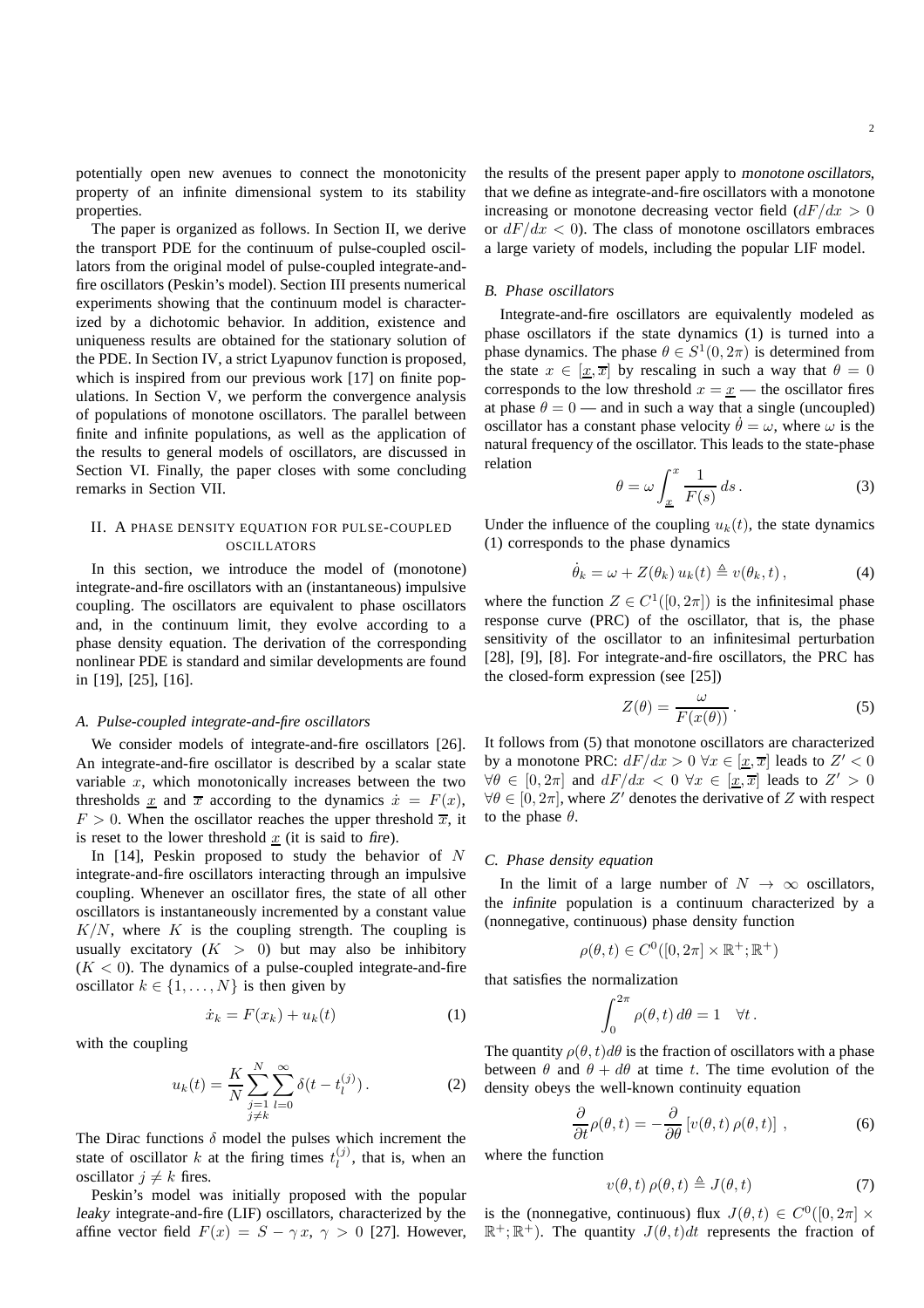potentially open new avenues to connect the monotonicity property of an infinite dimensional system to its stability properties.

The paper is organized as follows. In Section II, we derive the transport PDE for the continuum of pulse-coupled oscillators from the original model of pulse-coupled integrate-and-fire oscillators (Peskin's model). Section III presents numerical experiments showing that the continuum model is characterized by a dichotomic behavior. In addition, existence and uniqueness results are obtained for the stationary solution of the PDE. In Section IV, a strict Lyapunov function is proposed, which is inspired from our previous work [17] on finite populations. In Section V, we perform the convergence analysis of populations of monotone oscillators. The parallel between finite and infinite populations, as well as the application of the results to general models of oscillators, are discussed in Section VI. Finally, the paper closes with some concluding remarks in Section VII.

## II. A PHASE DENSITY EQUATION FOR PULSE-COUPLED OSCILLATORS

In this section, we introduce the model of (monotone) integrate-and-fire oscillators with an (instantaneous) impulsive coupling. The oscillators are equivalent to phase oscillators and, in the continuum limit, they evolve according to a phase density equation. The derivation of the corresponding nonlinear PDE is standard and similar developments are found in [19], [25], [16].

### A. Pulse-coupled integrate-and-fire oscillators

We consider models of integrate-and-fire oscillators [26]. An integrate-and-fire oscillator is described by a scalar state variable $x$, which monotonically increases between the two thresholds $\underline{x}$ and $\overline{x}$ according to the dynamics $\dot{x} = F(x)$, $F > 0$. When the oscillator reaches the upper threshold $\overline{x}$, it is reset to the lower threshold $\underline{x}$ (it is said to *fire*).

In [14], Peskin proposed to study the behavior of $N$ integrate-and-fire oscillators interacting through an impulsive coupling. Whenever an oscillator fires, the state of all other oscillators is instantaneously incremented by a constant value $K/N$, where $K$ is the coupling strength. The coupling is usually excitatory ($K > 0$) but may also be inhibitory ($K < 0$). The dynamics of a pulse-coupled integrate-and-fire oscillator $k \in \{1, \ldots, N\}$ is then given by

$$\dot{x}_k = F(x_k) + u_k(t) \tag{1}$$

with the coupling

$$u_k(t) = \frac{K}{N} \sum_{\substack{j=1 \\ j \neq k}}^{N} \sum_{l=0}^{\infty} \delta(t - t_l^{(j)}) \,. \tag{2}$$

The Dirac functions $\delta$ model the pulses which increment the state of oscillator $k$ at the firing times $t_l^{(j)}$, that is, when an oscillator $j \neq k$ fires.

Peskin's model was initially proposed with the popular *leaky* integrate-and-fire (LIF) oscillators, characterized by the affine vector field $F(x) = S - \gamma\, x$, $\gamma > 0$ [27]. However, the results of the present paper apply to *monotone oscillators*, that we define as integrate-and-fire oscillators with a monotone increasing or monotone decreasing vector field ($dF/dx > 0$ or $dF/dx < 0$). The class of monotone oscillators embraces a large variety of models, including the popular LIF model.

### B. Phase oscillators

Integrate-and-fire oscillators are equivalently modeled as phase oscillators if the state dynamics (1) is turned into a phase dynamics. The phase $\theta \in S^1(0, 2\pi)$ is determined from the state $x \in [\underline{x}, \overline{x}]$ by rescaling in such a way that $\theta = 0$ corresponds to the low threshold $x = \underline{x}$ — the oscillator fires at phase $\theta = 0$ — and in such a way that a single (uncoupled) oscillator has a constant phase velocity $\dot{\theta} = \omega$, where $\omega$ is the natural frequency of the oscillator. This leads to the state-phase relation

$$\theta = \omega \int_{\underline{x}}^{x} \frac{1}{F(s)}\, ds \,. \tag{3}$$

Under the influence of the coupling $u_k(t)$, the state dynamics (1) corresponds to the phase dynamics

$$\dot{\theta}_k = \omega + Z(\theta_k)\, u_k(t) \triangleq v(\theta_k, t) \,, \tag{4}$$

where the function $Z \in C^1([0, 2\pi])$ is the infinitesimal phase response curve (PRC) of the oscillator, that is, the phase sensitivity of the oscillator to an infinitesimal perturbation [28], [9], [8]. For integrate-and-fire oscillators, the PRC has the closed-form expression (see [25])

$$Z(\theta) = \frac{\omega}{F(x(\theta))} \,. \tag{5}$$

It follows from (5) that monotone oscillators are characterized by a monotone PRC: $dF/dx > 0$ $\forall x \in [\underline{x}, \overline{x}]$ leads to $Z' < 0$ $\forall \theta \in [0, 2\pi]$ and $dF/dx < 0$ $\forall x \in [\underline{x}, \overline{x}]$ leads to $Z' > 0$ $\forall \theta \in [0, 2\pi]$, where $Z'$ denotes the derivative of $Z$ with respect to the phase $\theta$.

### C. Phase density equation

In the limit of a large number of $N \to \infty$ oscillators, the *infinite* population is a continuum characterized by a (nonnegative, continuous) phase density function

$$\rho(\theta, t) \in C^0([0, 2\pi] \times \mathbb{R}^+; \mathbb{R}^+)$$

that satisfies the normalization

$$\int_0^{2\pi} \rho(\theta, t)\, d\theta = 1 \quad \forall t \,.$$

The quantity $\rho(\theta, t) d\theta$ is the fraction of oscillators with a phase between $\theta$ and $\theta + d\theta$ at time $t$. The time evolution of the density obeys the well-known continuity equation

$$\frac{\partial}{\partial t} \rho(\theta, t) = -\frac{\partial}{\partial \theta} \left[ v(\theta, t)\, \rho(\theta, t) \right] \,, \tag{6}$$

where the function

$$v(\theta, t)\, \rho(\theta, t) \triangleq J(\theta, t) \tag{7}$$

is the (nonnegative, continuous) flux $J(\theta, t) \in C^0([0, 2\pi] \times \mathbb{R}^+; \mathbb{R}^+)$. The quantity $J(\theta, t) dt$ represents the fraction of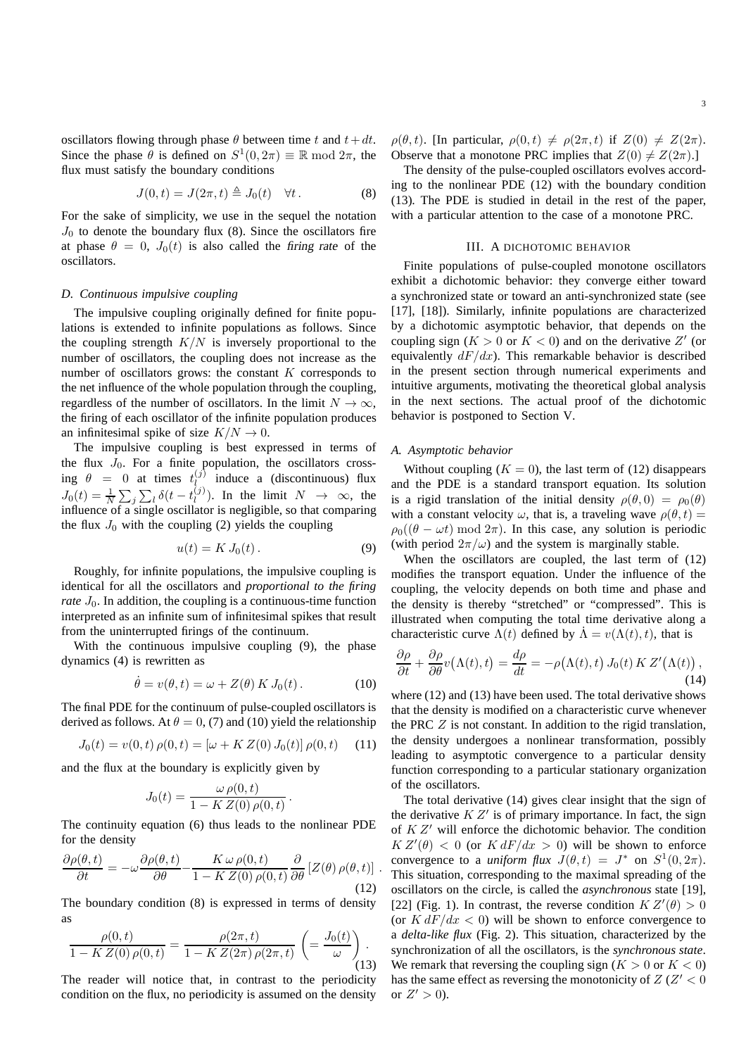oscillators flowing through phase $\theta$ between time $t$ and $t+dt$. Since the phase $\theta$ is defined on $S^1(0,2\pi) \equiv \mathbb{R} \bmod 2\pi$, the flux must satisfy the boundary conditions

$$J(0,t) = J(2\pi,t) \triangleq J_0(t) \quad \forall t\,. \tag{8}$$

For the sake of simplicity, we use in the sequel the notation $J_0$ to denote the boundary flux (8). Since the oscillators fire at phase $\theta = 0$, $J_0(t)$ is also called the *firing rate* of the oscillators.

### D. Continuous impulsive coupling

The impulsive coupling originally defined for finite populations is extended to infinite populations as follows. Since the coupling strength $K/N$ is inversely proportional to the number of oscillators, the coupling does not increase as the number of oscillators grows: the constant $K$ corresponds to the net influence of the whole population through the coupling, regardless of the number of oscillators. In the limit $N \to \infty$, the firing of each oscillator of the infinite population produces an infinitesimal spike of size $K/N \to 0$.

The impulsive coupling is best expressed in terms of the flux $J_0$. For a finite population, the oscillators crossing $\theta = 0$ at times $t_l^{(j)}$ induce a (discontinuous) flux $J_0(t) = \frac{1}{N}\sum_j \sum_l \delta(t - t_l^{(j)})$. In the limit $N \to \infty$, the influence of a single oscillator is negligible, so that comparing the flux $J_0$ with the coupling (2) yields the coupling

$$u(t) = K\, J_0(t)\,. \tag{9}$$

Roughly, for infinite populations, the impulsive coupling is identical for all the oscillators and *proportional to the firing rate* $J_0$. In addition, the coupling is a continuous-time function interpreted as an infinite sum of infinitesimal spikes that result from the uninterrupted firings of the continuum.

With the continuous impulsive coupling (9), the phase dynamics (4) is rewritten as

$$\dot{\theta} = v(\theta,t) = \omega + Z(\theta)\, K\, J_0(t)\,. \tag{10}$$

The final PDE for the continuum of pulse-coupled oscillators is derived as follows. At $\theta = 0$, (7) and (10) yield the relationship

$$J_0(t) = v(0,t)\,\rho(0,t) = [\omega + K\,Z(0)\,J_0(t)]\,\rho(0,t) \tag{11}$$

and the flux at the boundary is explicitly given by

$$J_0(t) = \frac{\omega\,\rho(0,t)}{1 - K\,Z(0)\,\rho(0,t)}\,.$$

The continuity equation (6) thus leads to the nonlinear PDE for the density

$$\frac{\partial \rho(\theta,t)}{\partial t} = -\omega \frac{\partial \rho(\theta,t)}{\partial \theta} - \frac{K\,\omega\,\rho(0,t)}{1 - K\,Z(0)\,\rho(0,t)} \frac{\partial}{\partial \theta}\left[Z(\theta)\,\rho(\theta,t)\right]\,. \tag{12}$$

The boundary condition (8) is expressed in terms of density as

$$\frac{\rho(0,t)}{1 - K\,Z(0)\,\rho(0,t)} = \frac{\rho(2\pi,t)}{1 - K\,Z(2\pi)\,\rho(2\pi,t)} \;\left(= \frac{J_0(t)}{\omega}\right)\,. \tag{13}$$

The reader will notice that, in contrast to the periodicity condition on the flux, no periodicity is assumed on the density $\rho(\theta,t)$. [In particular, $\rho(0,t) \neq \rho(2\pi,t)$ if $Z(0) \neq Z(2\pi)$. Observe that a monotone PRC implies that $Z(0) \neq Z(2\pi)$.]

The density of the pulse-coupled oscillators evolves according to the nonlinear PDE (12) with the boundary condition (13). The PDE is studied in detail in the rest of the paper, with a particular attention to the case of a monotone PRC.

## III. A DICHOTOMIC BEHAVIOR

Finite populations of pulse-coupled monotone oscillators exhibit a dichotomic behavior: they converge either toward a synchronized state or toward an anti-synchronized state (see [17], [18]). Similarly, infinite populations are characterized by a dichotomic asymptotic behavior, that depends on the coupling sign ($K > 0$ or $K < 0$) and on the derivative $Z'$ (or equivalently $dF/dx$). This remarkable behavior is described in the present section through numerical experiments and intuitive arguments, motivating the theoretical global analysis in the next sections. The actual proof of the dichotomic behavior is postponed to Section V.

### A. Asymptotic behavior

Without coupling ($K = 0$), the last term of (12) disappears and the PDE is a standard transport equation. Its solution is a rigid translation of the initial density $\rho(\theta,0) = \rho_0(\theta)$ with a constant velocity $\omega$, that is, a traveling wave $\rho(\theta,t) = \rho_0((\theta - \omega t) \bmod 2\pi)$. In this case, any solution is periodic (with period $2\pi/\omega$) and the system is marginally stable.

When the oscillators are coupled, the last term of (12) modifies the transport equation. Under the influence of the coupling, the velocity depends on both time and phase and the density is thereby "stretched" or "compressed". This is illustrated when computing the total time derivative along a characteristic curve $\Lambda(t)$ defined by $\dot{\Lambda} = v(\Lambda(t),t)$, that is

$$\frac{\partial \rho}{\partial t} + \frac{\partial \rho}{\partial \theta} v\big(\Lambda(t),t\big) = \frac{d\rho}{dt} = -\rho\big(\Lambda(t),t\big)\,J_0(t)\,K\,Z'\big(\Lambda(t)\big)\,, \tag{14}$$

where (12) and (13) have been used. The total derivative shows that the density is modified on a characteristic curve whenever the PRC $Z$ is not constant. In addition to the rigid translation, the density undergoes a nonlinear transformation, possibly leading to asymptotic convergence to a particular density function corresponding to a particular stationary organization of the oscillators.

The total derivative (14) gives clear insight that the sign of the derivative $K\,Z'$ is of primary importance. In fact, the sign of $K\,Z'$ will enforce the dichotomic behavior. The condition $K\,Z'(\theta) < 0$ (or $K\,dF/dx > 0$) will be shown to enforce convergence to a *uniform flux* $J(\theta,t) = J^*$ on $S^1(0,2\pi)$. This situation, corresponding to the maximal spreading of the oscillators on the circle, is called the *asynchronous* state [19], [22] (Fig. 1). In contrast, the reverse condition $K\,Z'(\theta) > 0$ (or $K\,dF/dx < 0$) will be shown to enforce convergence to a *delta-like flux* (Fig. 2). This situation, characterized by the synchronization of all the oscillators, is the *synchronous state*. We remark that reversing the coupling sign ($K > 0$ or $K < 0$) has the same effect as reversing the monotonicity of $Z$ ($Z' < 0$ or $Z' > 0$).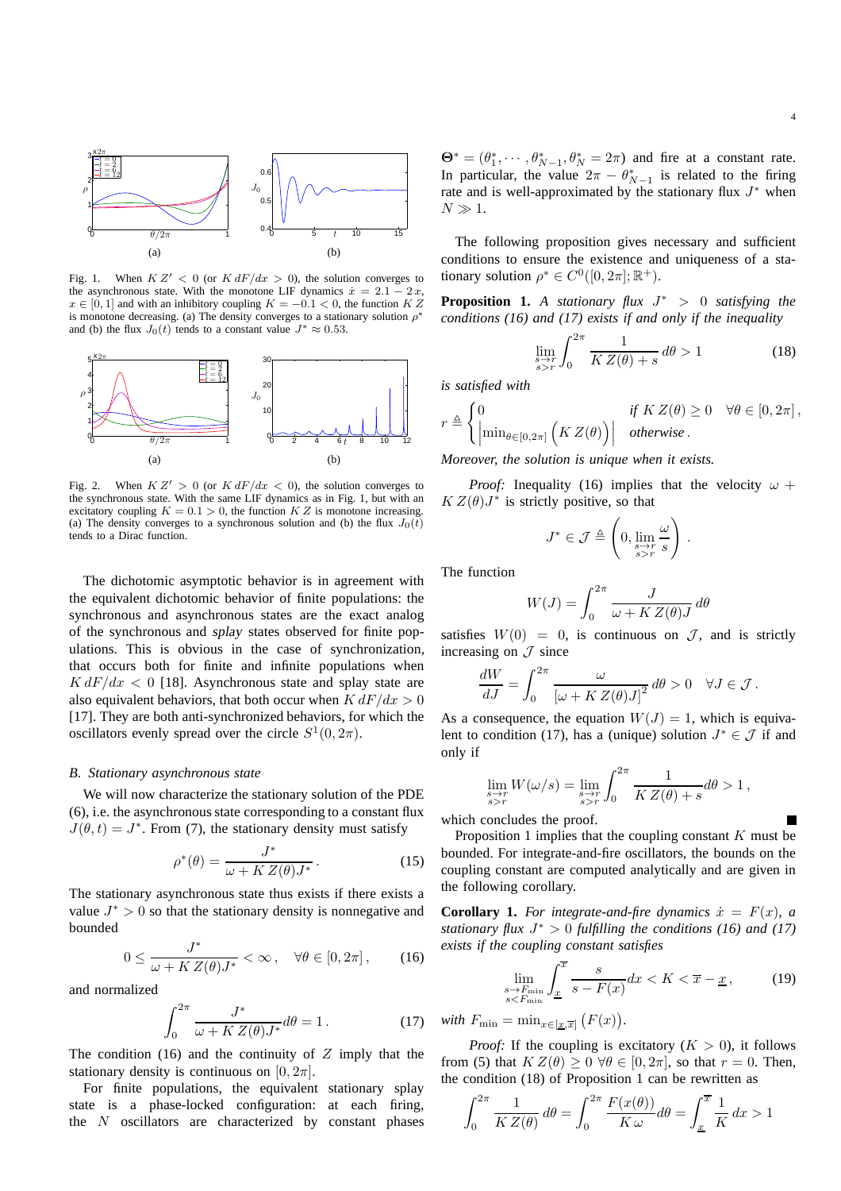Fig. 1. When $K\,Z' < 0$ (or $K\,dF/dx > 0$), the solution converges to the asynchronous state. With the monotone LIF dynamics $\dot{x} = 2.1 - 2\,x$, $x \in [0,1]$ and with an inhibitory coupling $K = -0.1 < 0$, the function $K\,Z$ is monotone decreasing. (a) The density converges to a stationary solution $\rho^*$ and (b) the flux $J_0(t)$ tends to a constant value $J^* \approx 0.53$.

Fig. 2. When $K\,Z' > 0$ (or $K\,dF/dx < 0$), the solution converges to the synchronous state. With the same LIF dynamics as in Fig. 1, but with an excitatory coupling $K = 0.1 > 0$, the function $K\,Z$ is monotone increasing. (a) The density converges to a synchronous solution and (b) the flux $J_0(t)$ tends to a Dirac function.

The dichotomic asymptotic behavior is in agreement with the equivalent dichotomic behavior of finite populations: the synchronous and asynchronous states are the exact analog of the synchronous and *splay* states observed for finite populations. This is obvious in the case of synchronization, that occurs both for finite and infinite populations when $K\,dF/dx < 0$ [18]. Asynchronous state and splay state are also equivalent behaviors, that both occur when $K\,dF/dx > 0$ [17]. They are both anti-synchronized behaviors, for which the oscillators evenly spread over the circle $S^1(0,2\pi)$.

### B. Stationary asynchronous state

We will now characterize the stationary solution of the PDE (6), i.e. the asynchronous state corresponding to a constant flux $J(\theta,t) = J^*$. From (7), the stationary density must satisfy

$$\rho^*(\theta) = \frac{J^*}{\omega + K\,Z(\theta) J^*}\,. \tag{15}$$

The stationary asynchronous state thus exists if there exists a value $J^* > 0$ so that the stationary density is nonnegative and bounded

$$0 \leq \frac{J^*}{\omega + K\,Z(\theta) J^*} < \infty\,, \quad \forall \theta \in [0, 2\pi]\,, \tag{16}$$

and normalized

$$\int_0^{2\pi} \frac{J^*}{\omega + K\,Z(\theta) J^*} d\theta = 1\,. \tag{17}$$

The condition (16) and the continuity of $Z$ imply that the stationary density is continuous on $[0, 2\pi]$.

For finite populations, the equivalent stationary splay state is a phase-locked configuration: at each firing, the $N$ oscillators are characterized by constant phases $\mathbf{\Theta}^* = (\theta_1^*, \cdots, \theta_{N-1}^*, \theta_N^* = 2\pi)$ and fire at a constant rate. In particular, the value $2\pi - \theta_{N-1}^*$ is related to the firing rate and is well-approximated by the stationary flux $J^*$ when $N \gg 1$.

The following proposition gives necessary and sufficient conditions to ensure the existence and uniqueness of a stationary solution $\rho^* \in C^0([0,2\pi];\mathbb{R}^+)$.

**Proposition 1.** *A stationary flux $J^* > 0$ satisfying the conditions (16) and (17) exists if and only if the inequality*

$$\lim_{\substack{s \to r\\ s>r}} \int_0^{2\pi} \frac{1}{K\,Z(\theta) + s}\, d\theta > 1 \tag{18}$$

*is satisfied with*

$$r \triangleq \begin{cases} 0 & \text{if } K\,Z(\theta) \geq 0 \quad \forall \theta \in [0,2\pi]\,,\\ \left|\min_{\theta\in[0,2\pi]} \left(K\,Z(\theta)\right)\right| & \text{otherwise}\,. \end{cases}$$

*Moreover, the solution is unique when it exists.*

*Proof:* Inequality (16) implies that the velocity $\omega + K\,Z(\theta) J^*$ is strictly positive, so that

$$J^* \in \mathcal{J} \triangleq \left(0, \lim_{\substack{s \to r\\ s>r}} \frac{\omega}{s}\right)\,.$$

The function

$$W(J) = \int_0^{2\pi} \frac{J}{\omega + K\,Z(\theta) J}\, d\theta$$

satisfies $W(0) = 0$, is continuous on $\mathcal{J}$, and is strictly increasing on $\mathcal{J}$ since

$$\frac{dW}{dJ} = \int_0^{2\pi} \frac{\omega}{\left[\omega + K\,Z(\theta) J\right]^2}\, d\theta > 0 \quad \forall J \in \mathcal{J}\,.$$

As a consequence, the equation $W(J) = 1$, which is equivalent to condition (17), has a (unique) solution $J^* \in \mathcal{J}$ if and only if

$$\lim_{\substack{s \to r\\ s>r}} W(\omega/s) = \lim_{\substack{s \to r\\ s>r}} \int_0^{2\pi} \frac{1}{K\,Z(\theta) + s} d\theta > 1\,,$$

which concludes the proof. ∎

Proposition 1 implies that the coupling constant $K$ must be bounded. For integrate-and-fire oscillators, the bounds on the coupling constant are computed analytically and are given in the following corollary.

**Corollary 1.** *For integrate-and-fire dynamics $\dot{x} = F(x)$, a stationary flux $J^* > 0$ fulfilling the conditions (16) and (17) exists if the coupling constant satisfies*

$$\lim_{\substack{s \to F_{\min}\\ s<F_{\min}}} \int_{\underline{x}}^{\overline{x}} \frac{s}{s - F(x)} dx < K < \overline{x} - \underline{x}\,, \tag{19}$$

*with $F_{\min} = \min_{x\in[\underline{x},\overline{x}]} \left(F(x)\right)$.*

*Proof:* If the coupling is excitatory ($K > 0$), it follows from (5) that $K\,Z(\theta) \geq 0$ $\forall \theta \in [0,2\pi]$, so that $r = 0$. Then, the condition (18) of Proposition 1 can be rewritten as

$$\int_0^{2\pi} \frac{1}{K\,Z(\theta)}\, d\theta = \int_0^{2\pi} \frac{F(x(\theta))}{K\,\omega} d\theta = \int_{\underline{x}}^{\overline{x}} \frac{1}{K}\, dx > 1$$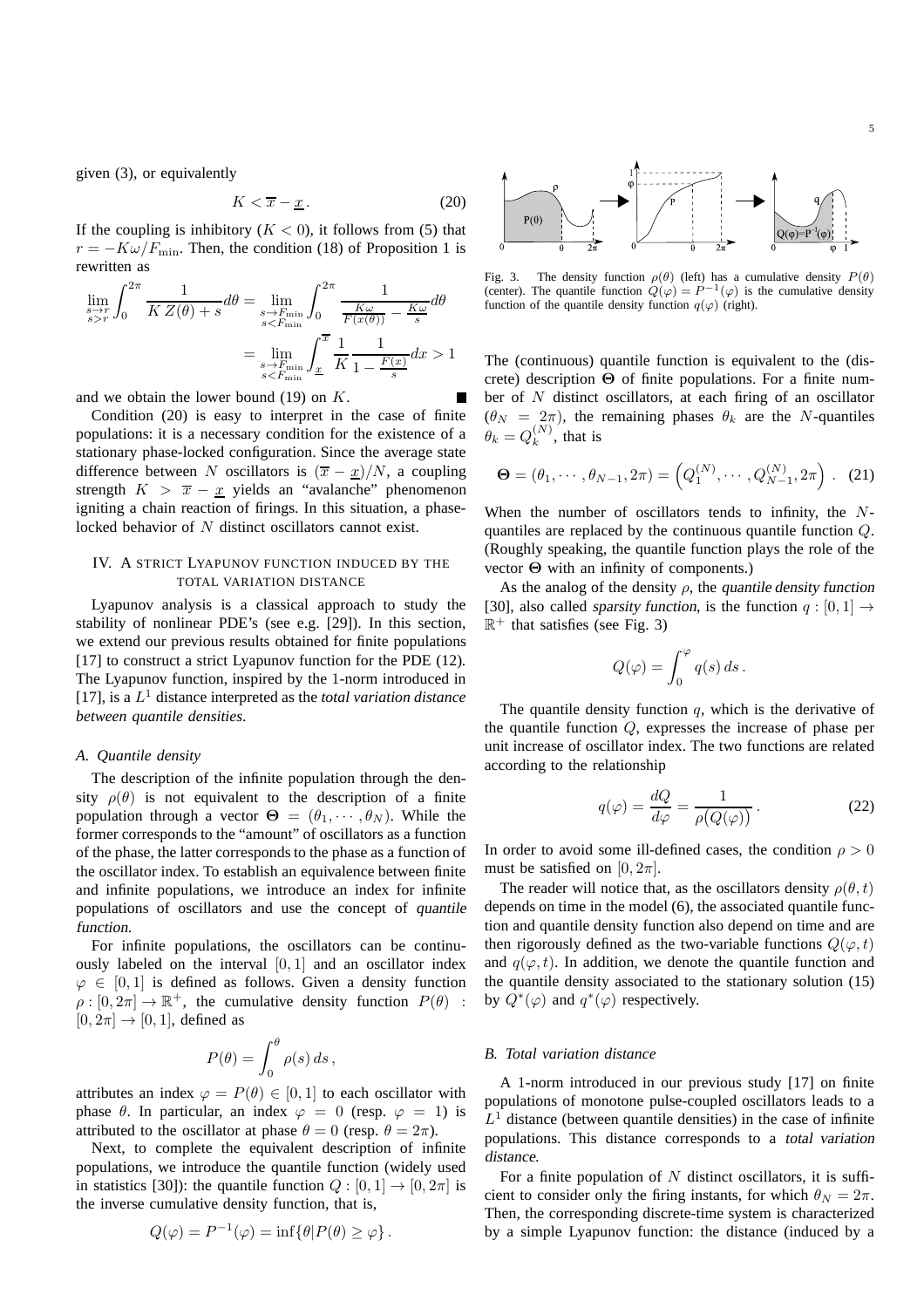given (3), or equivalently

$$K < \overline{x} - \underline{x}. \tag{20}$$

If the coupling is inhibitory ($K < 0$), it follows from (5) that $r = -K\omega/F_{\min}$. Then, the condition (18) of Proposition 1 is rewritten as

$$\lim_{\substack{s \to r \\ s > r}} \int_0^{2\pi} \frac{1}{K\,Z(\theta) + s} d\theta = \lim_{\substack{s \to F_{\min} \\ s < F_{\min}}} \int_0^{2\pi} \frac{1}{\frac{K\omega}{F(x(\theta))} - \frac{K\omega}{s}} d\theta$$
$$= \lim_{\substack{s \to F_{\min} \\ s < F_{\min}}} \int_{\underline{x}}^{\overline{x}} \frac{1}{K} \frac{1}{1 - \frac{F(x)}{s}} dx > 1$$

and we obtain the lower bound (19) on $K$. ■

Condition (20) is easy to interpret in the case of finite populations: it is a necessary condition for the existence of a stationary phase-locked configuration. Since the average state difference between $N$ oscillators is $(\overline{x} - \underline{x})/N$, a coupling strength $K > \overline{x} - \underline{x}$ yields an "avalanche" phenomenon igniting a chain reaction of firings. In this situation, a phase-locked behavior of $N$ distinct oscillators cannot exist.

## IV. A strict Lyapunov function induced by the total variation distance

Lyapunov analysis is a classical approach to study the stability of nonlinear PDE's (see e.g. [29]). In this section, we extend our previous results obtained for finite populations [17] to construct a strict Lyapunov function for the PDE (12). The Lyapunov function, inspired by the 1-norm introduced in [17], is a $L^1$ distance interpreted as the *total variation distance between quantile densities*.

### A. Quantile density

The description of the infinite population through the density $\rho(\theta)$ is not equivalent to the description of a finite population through a vector $\mathbf{\Theta} = (\theta_1, \cdots, \theta_N)$. While the former corresponds to the "amount" of oscillators as a function of the phase, the latter corresponds to the phase as a function of the oscillator index. To establish an equivalence between finite and infinite populations, we introduce an index for infinite populations of oscillators and use the concept of *quantile function*.

For infinite populations, the oscillators can be continuously labeled on the interval $[0, 1]$ and an oscillator index $\varphi \in [0, 1]$ is defined as follows. Given a density function $\rho : [0, 2\pi] \to \mathbb{R}^+$, the cumulative density function $P(\theta) : [0, 2\pi] \to [0, 1]$, defined as

$$P(\theta) = \int_0^\theta \rho(s)\, ds\,,$$

attributes an index $\varphi = P(\theta) \in [0, 1]$ to each oscillator with phase $\theta$. In particular, an index $\varphi = 0$ (resp. $\varphi = 1$) is attributed to the oscillator at phase $\theta = 0$ (resp. $\theta = 2\pi$).

Next, to complete the equivalent description of infinite populations, we introduce the quantile function (widely used in statistics [30]): the quantile function $Q : [0, 1] \to [0, 2\pi]$ is the inverse cumulative density function, that is,

$$Q(\varphi) = P^{-1}(\varphi) = \inf\{\theta | P(\theta) \geq \varphi\}\,.$$

Fig. 3. The density function $\rho(\theta)$ (left) has a cumulative density $P(\theta)$ (center). The quantile function $Q(\varphi) = P^{-1}(\varphi)$ is the cumulative density function of the quantile density function $q(\varphi)$ (right).

The (continuous) quantile function is equivalent to the (discrete) description $\mathbf{\Theta}$ of finite populations. For a finite number of $N$ distinct oscillators, at each firing of an oscillator ($\theta_N = 2\pi$), the remaining phases $\theta_k$ are the $N$-quantiles $\theta_k = Q_k^{(N)}$, that is

$$\mathbf{\Theta} = (\theta_1, \cdots, \theta_{N-1}, 2\pi) = \left(Q_1^{(N)}, \cdots, Q_{N-1}^{(N)}, 2\pi\right)\,. \tag{21}$$

When the number of oscillators tends to infinity, the $N$-quantiles are replaced by the continuous quantile function $Q$. (Roughly speaking, the quantile function plays the role of the vector $\mathbf{\Theta}$ with an infinity of components.)

As the analog of the density $\rho$, the *quantile density function* [30], also called *sparsity function*, is the function $q : [0, 1] \to \mathbb{R}^+$ that satisfies (see Fig. 3)

$$Q(\varphi) = \int_0^\varphi q(s)\, ds\,.$$

The quantile density function $q$, which is the derivative of the quantile function $Q$, expresses the increase of phase per unit increase of oscillator index. The two functions are related according to the relationship

$$q(\varphi) = \frac{dQ}{d\varphi} = \frac{1}{\rho\big(Q(\varphi)\big)}\,. \tag{22}$$

In order to avoid some ill-defined cases, the condition $\rho > 0$ must be satisfied on $[0, 2\pi]$.

The reader will notice that, as the oscillators density $\rho(\theta, t)$ depends on time in the model (6), the associated quantile function and quantile density function also depend on time and are then rigorously defined as the two-variable functions $Q(\varphi, t)$ and $q(\varphi, t)$. In addition, we denote the quantile function and the quantile density associated to the stationary solution (15) by $Q^*(\varphi)$ and $q^*(\varphi)$ respectively.

### B. Total variation distance

A 1-norm introduced in our previous study [17] on finite populations of monotone pulse-coupled oscillators leads to a $L^1$ distance (between quantile densities) in the case of infinite populations. This distance corresponds to a *total variation distance*.

For a finite population of $N$ distinct oscillators, it is sufficient to consider only the firing instants, for which $\theta_N = 2\pi$. Then, the corresponding discrete-time system is characterized by a simple Lyapunov function: the distance (induced by a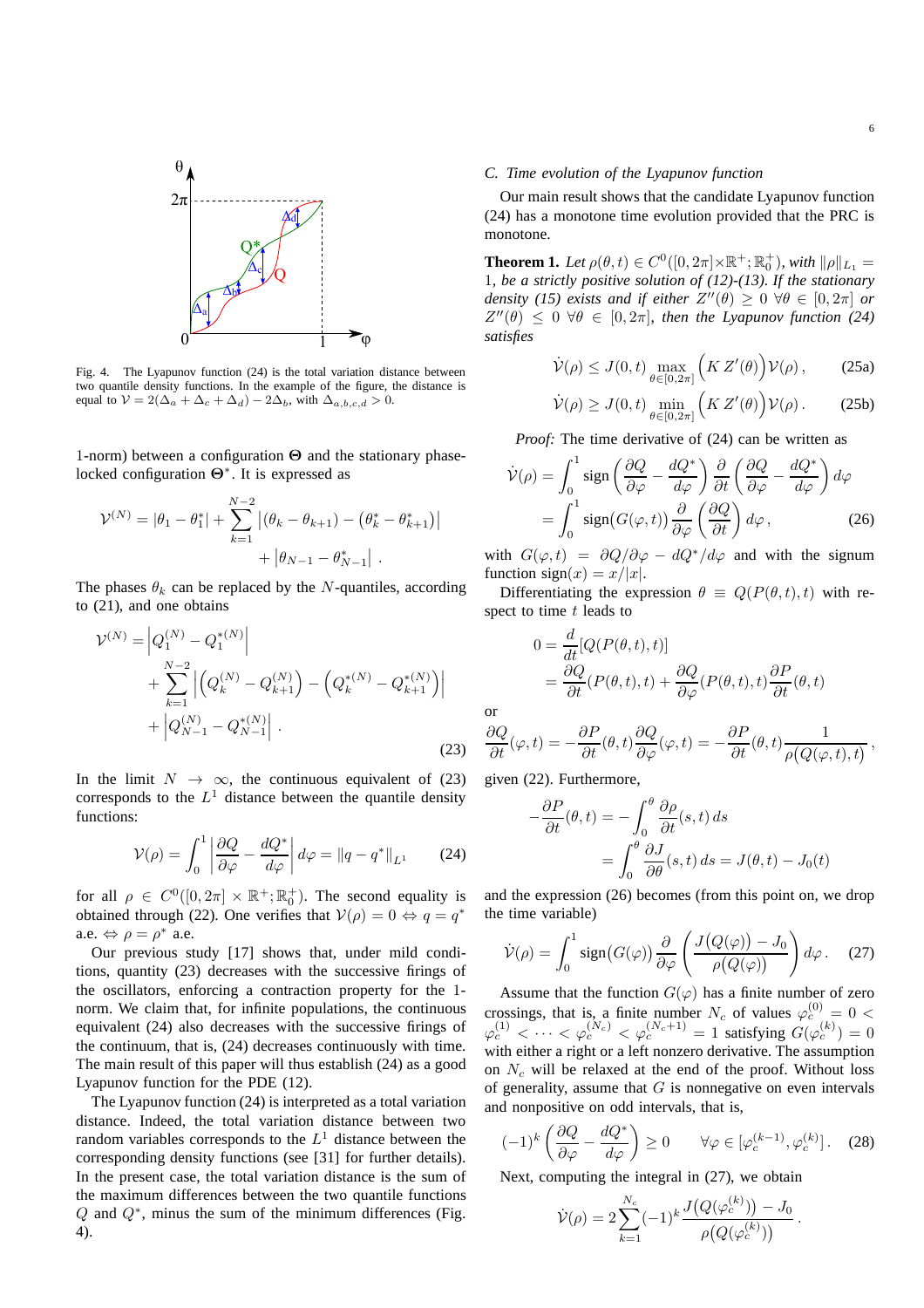Fig. 4. The Lyapunov function (24) is the total variation distance between two quantile density functions. In the example of the figure, the distance is equal to $\mathcal{V} = 2(\Delta_a + \Delta_c + \Delta_d) - 2\Delta_b$, with $\Delta_{a,b,c,d} > 0$.

1-norm) between a configuration $\mathbf{\Theta}$ and the stationary phase-locked configuration $\mathbf{\Theta}^*$. It is expressed as

$$\mathcal{V}^{(N)} = |\theta_1 - \theta_1^*| + \sum_{k=1}^{N-2} \left|(\theta_k - \theta_{k+1}) - (\theta_k^* - \theta_{k+1}^*)\right| + \left|\theta_{N-1} - \theta_{N-1}^*\right| .$$

The phases $\theta_k$ can be replaced by the $N$-quantiles, according to (21), and one obtains

$$\begin{aligned}\mathcal{V}^{(N)} = &\left|Q_1^{(N)} - Q_1^{*(N)}\right| \\ &+ \sum_{k=1}^{N-2} \left|\left(Q_k^{(N)} - Q_{k+1}^{(N)}\right) - \left(Q_k^{*(N)} - Q_{k+1}^{*(N)}\right)\right| \\ &+ \left|Q_{N-1}^{(N)} - Q_{N-1}^{*(N)}\right| .\end{aligned} \tag{23}$$

In the limit $N \to \infty$, the continuous equivalent of (23) corresponds to the $L^1$ distance between the quantile density functions:

$$\mathcal{V}(\rho) = \int_0^1 \left|\frac{\partial Q}{\partial \varphi} - \frac{dQ^*}{d\varphi}\right| d\varphi = \|q - q^*\|_{L^1} \tag{24}$$

for all $\rho \in C^0([0, 2\pi] \times \mathbb{R}^+; \mathbb{R}_0^+)$. The second equality is obtained through (22). One verifies that $\mathcal{V}(\rho) = 0 \Leftrightarrow q = q^*$ a.e. $\Leftrightarrow \rho = \rho^*$ a.e.

Our previous study [17] shows that, under mild conditions, quantity (23) decreases with the successive firings of the oscillators, enforcing a contraction property for the 1-norm. We claim that, for infinite populations, the continuous equivalent (24) also decreases with the successive firings of the continuum, that is, (24) decreases continuously with time. The main result of this paper will thus establish (24) as a good Lyapunov function for the PDE (12).

The Lyapunov function (24) is interpreted as a total variation distance. Indeed, the total variation distance between two random variables corresponds to the $L^1$ distance between the corresponding density functions (see [31] for further details). In the present case, the total variation distance is the sum of the maximum differences between the two quantile functions $Q$ and $Q^*$, minus the sum of the minimum differences (Fig. 4).

### C. Time evolution of the Lyapunov function

Our main result shows that the candidate Lyapunov function (24) has a monotone time evolution provided that the PRC is monotone.

**Theorem 1.** *Let $\rho(\theta, t) \in C^0([0, 2\pi] \times \mathbb{R}^+; \mathbb{R}_0^+)$, with $\|\rho\|_{L_1} = 1$, be a strictly positive solution of (12)-(13). If the stationary density (15) exists and if either $Z''(\theta) \geq 0\ \forall \theta \in [0, 2\pi]$ or $Z''(\theta) \leq 0\ \forall \theta \in [0, 2\pi]$, then the Lyapunov function (24) satisfies*

$$\dot{\mathcal{V}}(\rho) \leq J(0,t) \max_{\theta \in [0,2\pi]} \Big(K\, Z'(\theta)\Big) \mathcal{V}(\rho) , \tag{25a}$$

$$\dot{\mathcal{V}}(\rho) \geq J(0,t) \min_{\theta \in [0,2\pi]} \Big(K\, Z'(\theta)\Big) \mathcal{V}(\rho) . \tag{25b}$$

*Proof:* The time derivative of (24) can be written as

$$\begin{aligned}\dot{\mathcal{V}}(\rho) &= \int_0^1 \text{sign}\left(\frac{\partial Q}{\partial \varphi} - \frac{dQ^*}{d\varphi}\right) \frac{\partial}{\partial t}\left(\frac{\partial Q}{\partial \varphi} - \frac{dQ^*}{d\varphi}\right) d\varphi \\ &= \int_0^1 \text{sign}(G(\varphi, t)) \frac{\partial}{\partial \varphi}\left(\frac{\partial Q}{\partial t}\right) d\varphi ,\end{aligned} \tag{26}$$

with $G(\varphi, t) = \partial Q/\partial \varphi - dQ^*/d\varphi$ and with the signum function $\text{sign}(x) = x/|x|$.

Differentiating the expression $\theta \equiv Q(P(\theta, t), t)$ with respect to time $t$ leads to

$$\begin{aligned}0 &= \frac{d}{dt}[Q(P(\theta, t), t)] \\ &= \frac{\partial Q}{\partial t}(P(\theta, t), t) + \frac{\partial Q}{\partial \varphi}(P(\theta, t), t)\frac{\partial P}{\partial t}(\theta, t)\end{aligned}$$

or

$$\frac{\partial Q}{\partial t}(\varphi, t) = -\frac{\partial P}{\partial t}(\theta, t)\frac{\partial Q}{\partial \varphi}(\varphi, t) = -\frac{\partial P}{\partial t}(\theta, t)\frac{1}{\rho\big(Q(\varphi, t), t\big)} ,$$

given (22). Furthermore,

$$\begin{aligned}-\frac{\partial P}{\partial t}(\theta, t) &= -\int_0^\theta \frac{\partial \rho}{\partial t}(s, t)\, ds \\ &= \int_0^\theta \frac{\partial J}{\partial \theta}(s, t)\, ds = J(\theta, t) - J_0(t)\end{aligned}$$

and the expression (26) becomes (from this point on, we drop the time variable)

$$\dot{\mathcal{V}}(\rho) = \int_0^1 \text{sign}\big(G(\varphi)\big) \frac{\partial}{\partial \varphi}\left(\frac{J\big(Q(\varphi)\big) - J_0}{\rho\big(Q(\varphi)\big)}\right) d\varphi . \tag{27}$$

Assume that the function $G(\varphi)$ has a finite number of zero crossings, that is, a finite number $N_c$ of values $\varphi_c^{(0)} = 0 < \varphi_c^{(1)} < \cdots < \varphi_c^{(N_c)} < \varphi_c^{(N_c+1)} = 1$ satisfying $G(\varphi_c^{(k)}) = 0$ with either a right or a left nonzero derivative. The assumption on $N_c$ will be relaxed at the end of the proof. Without loss of generality, assume that $G$ is nonnegative on even intervals and nonpositive on odd intervals, that is,

$$(-1)^k \left(\frac{\partial Q}{\partial \varphi} - \frac{dQ^*}{d\varphi}\right) \geq 0 \qquad \forall \varphi \in [\varphi_c^{(k-1)}, \varphi_c^{(k)}] . \tag{28}$$

Next, computing the integral in (27), we obtain

$$\dot{\mathcal{V}}(\rho) = 2\sum_{k=1}^{N_c} (-1)^k \frac{J(Q(\varphi_c^{(k)})) - J_0}{\rho\big(Q(\varphi_c^{(k)})\big)} .$$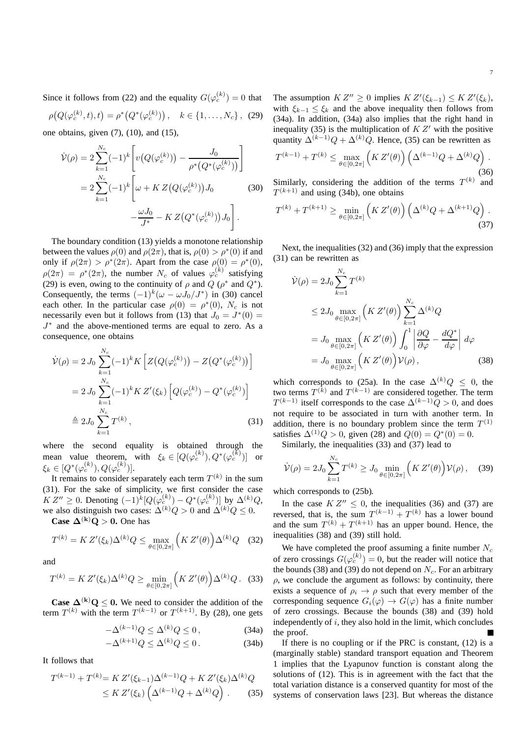Since it follows from (22) and the equality $G(\varphi_c^{(k)}) = 0$ that

$$\rho\big(Q(\varphi_c^{(k)}, t), t\big) = \rho^*\big(Q^*(\varphi_c^{(k)})\big)\,, \quad k \in \{1, \ldots, N_c\}\,, \tag{29}$$

one obtains, given (7), (10), and (15),

$$\begin{aligned}
\dot{\mathcal{V}}(\rho) &= 2\sum_{k=1}^{N_c}(-1)^k\left[v\big(Q(\varphi_c^{(k)})\big) - \frac{J_0}{\rho^*\big(Q^*(\varphi_c^{(k)})\big)}\right] \\
&= 2\sum_{k=1}^{N_c}(-1)^k\Bigg[\omega + K\,Z\big(Q(\varphi_c^{(k)})\big)J_0 \\
&\qquad -\frac{\omega J_0}{J^*} - K\,Z\big(Q^*(\varphi_c^{(k)})\big)J_0\Bigg]\,.
\end{aligned} \tag{30}$$

The boundary condition (13) yields a monotone relationship between the values $\rho(0)$ and $\rho(2\pi)$, that is, $\rho(0) > \rho^*(0)$ if and only if $\rho(2\pi) > \rho^*(2\pi)$. Apart from the case $\rho(0) = \rho^*(0)$, $\rho(2\pi) = \rho^*(2\pi)$, the number $N_c$ of values $\varphi_c^{(k)}$ satisfying (29) is even, owing to the continuity of $\rho$ and $Q$ ($\rho^*$ and $Q^*$). Consequently, the terms $(-1)^k(\omega - \omega J_0/J^*)$ in (30) cancel each other. In the particular case $\rho(0) = \rho^*(0)$, $N_c$ is not necessarily even but it follows from (13) that $J_0 = J^*(0) = J^*$ and the above-mentioned terms are equal to zero. As a consequence, one obtains

$$\begin{aligned}
\dot{\mathcal{V}}(\rho) &= 2\,J_0\sum_{k=1}^{N_c}(-1)^kK\left[Z\big(Q(\varphi_c^{(k)})\big) - Z\big(Q^*(\varphi_c^{(k)})\big)\right] \\
&= 2\,J_0\sum_{k=1}^{N_c}(-1)^kK\,Z'(\xi_k)\left[Q(\varphi_c^{(k)}) - Q^*(\varphi_c^{(k)})\right] \\
&\triangleq 2J_0\sum_{k=1}^{N_c}T^{(k)}\,,
\end{aligned} \tag{31}$$

where the second equality is obtained through the mean value theorem, with $\xi_k \in [Q(\varphi_c^{(k)}), Q^*(\varphi_c^{(k)})]$ or $\xi_k \in [Q^*(\varphi_c^{(k)}), Q(\varphi_c^{(k)})]$.

It remains to consider separately each term $T^{(k)}$ in the sum (31). For the sake of simplicity, we first consider the case $K\,Z'' \geq 0$. Denoting $(-1)^k[Q(\varphi_c^{(k)}) - Q^*(\varphi_c^{(k)})]$ by $\Delta^{(k)}Q$, we also distinguish two cases: $\Delta^{(k)}Q > 0$ and $\Delta^{(k)}Q \leq 0$.

**Case $\mathbf{\Delta^{(k)}Q > 0}$.** One has

$$T^{(k)} = K\,Z'(\xi_k)\Delta^{(k)}Q \leq \max_{\theta\in[0,2\pi]}\Big(K\,Z'(\theta)\Big)\Delta^{(k)}Q \tag{32}$$

and

$$T^{(k)} = K\,Z'(\xi_k)\Delta^{(k)}Q \geq \min_{\theta\in[0,2\pi]}\Big(K\,Z'(\theta)\Big)\Delta^{(k)}Q\,. \tag{33}$$

**Case $\mathbf{\Delta^{(k)}Q \leq 0}$.** We need to consider the addition of the term $T^{(k)}$ with the term $T^{(k-1)}$ or $T^{(k+1)}$. By (28), one gets

$$-\Delta^{(k-1)}Q \leq \Delta^{(k)}Q \leq 0\,, \tag{34a}$$

$$-\Delta^{(k+1)}Q \leq \Delta^{(k)}Q \leq 0\,. \tag{34b}$$

It follows that

$$\begin{aligned}
T^{(k-1)} + T^{(k)} &= K\,Z'(\xi_{k-1})\Delta^{(k-1)}Q + K\,Z'(\xi_k)\Delta^{(k)}Q \\
&\leq K\,Z'(\xi_k)\left(\Delta^{(k-1)}Q + \Delta^{(k)}Q\right)\,.
\end{aligned} \tag{35}$$

The assumption $K\,Z'' \geq 0$ implies $K\,Z'(\xi_{k-1}) \leq K\,Z'(\xi_k)$, with $\xi_{k-1} \leq \xi_k$ and the above inequality then follows from (34a). In addition, (34a) also implies that the right hand in inequality (35) is the multiplication of $K\,Z'$ with the positive quantity $\Delta^{(k-1)}Q + \Delta^{(k)}Q$. Hence, (35) can be rewritten as

$$T^{(k-1)} + T^{(k)} \leq \max_{\theta\in[0,2\pi]}\Big(K\,Z'(\theta)\Big)\left(\Delta^{(k-1)}Q + \Delta^{(k)}Q\right)\,. \tag{36}$$

Similarly, considering the addition of the terms $T^{(k)}$ and $T^{(k+1)}$ and using (34b), one obtains

$$T^{(k)} + T^{(k+1)} \geq \min_{\theta\in[0,2\pi]}\Big(K\,Z'(\theta)\Big)\left(\Delta^{(k)}Q + \Delta^{(k+1)}Q\right)\,. \tag{37}$$

Next, the inequalities (32) and (36) imply that the expression (31) can be rewritten as

$$\begin{aligned}
\dot{\mathcal{V}}(\rho) &= 2J_0\sum_{k=1}^{N_c}T^{(k)} \\
&\leq 2J_0\max_{\theta\in[0,2\pi]}\Big(K\,Z'(\theta)\Big)\sum_{k=1}^{N_c}\Delta^{(k)}Q \\
&= J_0\max_{\theta\in[0,2\pi]}\Big(K\,Z'(\theta)\Big)\int_0^1\left|\frac{\partial Q}{\partial\varphi} - \frac{dQ^*}{d\varphi}\right|\,d\varphi \\
&= J_0\max_{\theta\in[0,2\pi]}\Big(K\,Z'(\theta)\Big)\mathcal{V}(\rho)\,,
\end{aligned} \tag{38}$$

which corresponds to (25a). In the case $\Delta^{(k)}Q \leq 0$, the two terms $T^{(k)}$ and $T^{(k-1)}$ are considered together. The term $T^{(k-1)}$ itself corresponds to the case $\Delta^{(k-1)}Q > 0$, and does not require to be associated in turn with another term. In addition, there is no boundary problem since the term $T^{(1)}$ satisfies $\Delta^{(1)}Q > 0$, given (28) and $Q(0) = Q^*(0) = 0$.

Similarly, the inequalities (33) and (37) lead to

$$\dot{\mathcal{V}}(\rho) = 2J_0\sum_{k=1}^{N_c}T^{(k)} \geq J_0\min_{\theta\in[0,2\pi]}\Big(K\,Z'(\theta)\Big)\mathcal{V}(\rho)\,, \tag{39}$$

which corresponds to (25b).

In the case $K\,Z'' \leq 0$, the inequalities (36) and (37) are reversed, that is, the sum $T^{(k-1)} + T^{(k)}$ has a lower bound and the sum $T^{(k)} + T^{(k+1)}$ has an upper bound. Hence, the inequalities (38) and (39) still hold.

We have completed the proof assuming a finite number $N_c$ of zero crossings $G(\varphi_c^{(k)}) = 0$, but the reader will notice that the bounds (38) and (39) do not depend on $N_c$. For an arbitrary $\rho$, we conclude the argument as follows: by continuity, there exists a sequence of $\rho_i \to \rho$ such that every member of the corresponding sequence $G_i(\varphi) \to G(\varphi)$ has a finite number of zero crossings. Because the bounds (38) and (39) hold independently of $i$, they also hold in the limit, which concludes the proof. ∎

If there is no coupling or if the PRC is constant, (12) is a (marginally stable) standard transport equation and Theorem 1 implies that the Lyapunov function is constant along the solutions of (12). This is in agreement with the fact that the total variation distance is a conserved quantity for most of the systems of conservation laws [23]. But whereas the distance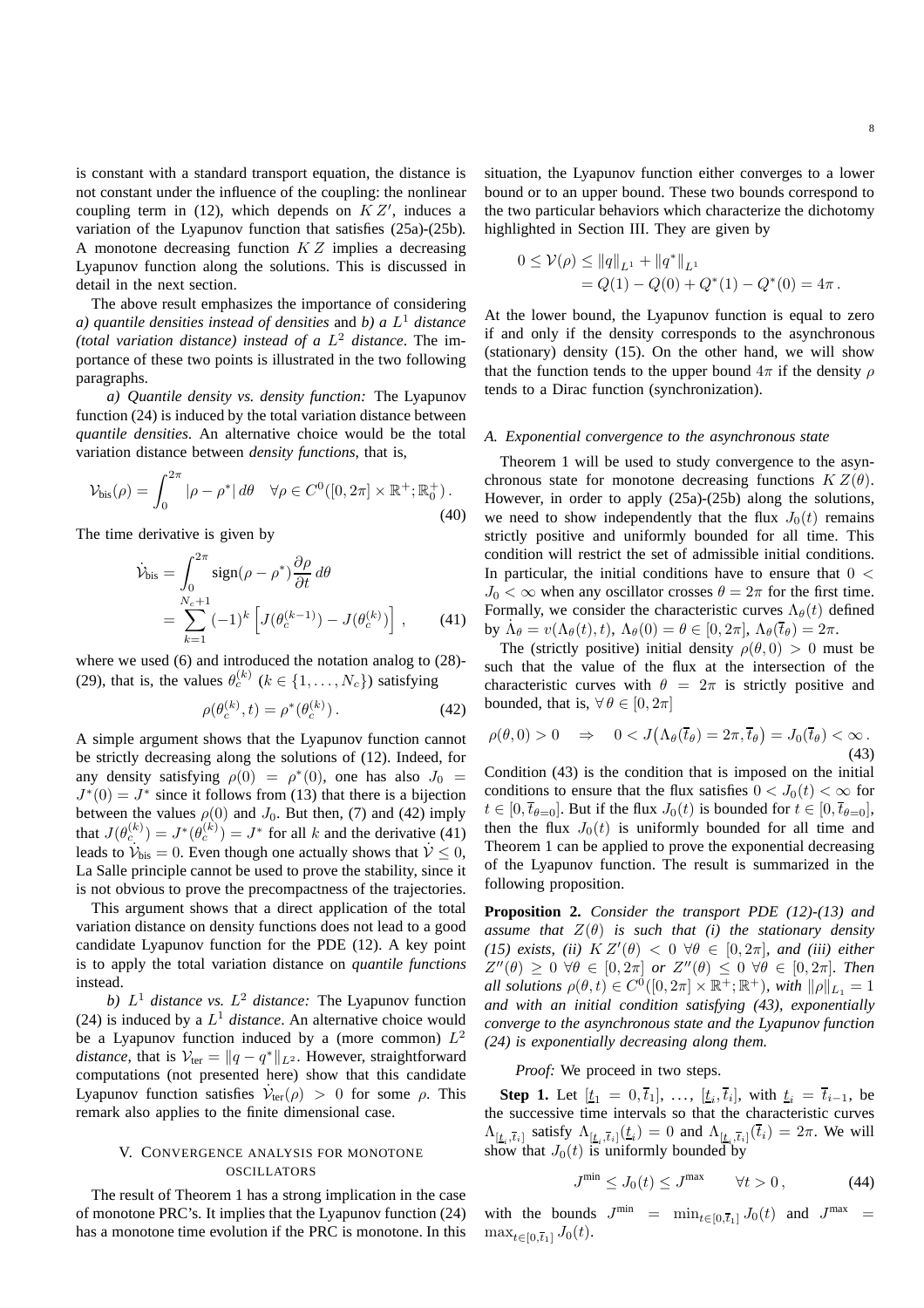is constant with a standard transport equation, the distance is not constant under the influence of the coupling: the nonlinear coupling term in (12), which depends on $K Z'$, induces a variation of the Lyapunov function that satisfies (25a)-(25b). A monotone decreasing function $K Z$ implies a decreasing Lyapunov function along the solutions. This is discussed in detail in the next section.

The above result emphasizes the importance of considering *a) quantile densities instead of densities* and *b) a $L^1$ distance (total variation distance) instead of a $L^2$ distance*. The importance of these two points is illustrated in the two following paragraphs.

*a) Quantile density vs. density function:* The Lyapunov function (24) is induced by the total variation distance between *quantile densities*. An alternative choice would be the total variation distance between *density functions*, that is,

$$\mathcal{V}_{\text{bis}}(\rho) = \int_0^{2\pi} |\rho - \rho^*|\, d\theta \quad \forall \rho \in C^0([0,2\pi] \times \mathbb{R}^+; \mathbb{R}_0^+)\,. \tag{40}$$

The time derivative is given by

$$\begin{aligned}\dot{\mathcal{V}}_{\text{bis}} &= \int_0^{2\pi} \text{sign}(\rho - \rho^*) \frac{\partial \rho}{\partial t}\, d\theta \\ &= \sum_{k=1}^{N_c+1} (-1)^k \left[ J(\theta_c^{(k-1)}) - J(\theta_c^{(k)}) \right], \end{aligned} \tag{41}$$

where we used (6) and introduced the notation analog to (28)-(29), that is, the values $\theta_c^{(k)}$ ($k \in \{1,\ldots,N_c\}$) satisfying

$$\rho(\theta_c^{(k)}, t) = \rho^*(\theta_c^{(k)})\,. \tag{42}$$

A simple argument shows that the Lyapunov function cannot be strictly decreasing along the solutions of (12). Indeed, for any density satisfying $\rho(0) = \rho^*(0)$, one has also $J_0 = J^*(0) = J^*$ since it follows from (13) that there is a bijection between the values $\rho(0)$ and $J_0$. But then, (7) and (42) imply that $J(\theta_c^{(k)}) = J^*(\theta_c^{(k)}) = J^*$ for all $k$ and the derivative (41) leads to $\dot{\mathcal{V}}_{\text{bis}} = 0$. Even though one actually shows that $\dot{\mathcal{V}} \leq 0$, La Salle principle cannot be used to prove the stability, since it is not obvious to prove the precompactness of the trajectories.

This argument shows that a direct application of the total variation distance on density functions does not lead to a good candidate Lyapunov function for the PDE (12). A key point is to apply the total variation distance on *quantile functions* instead.

*b) $L^1$ distance vs. $L^2$ distance:* The Lyapunov function (24) is induced by a *$L^1$ distance*. An alternative choice would be a Lyapunov function induced by a (more common) $L^2$ *distance*, that is $\mathcal{V}_{\text{ter}} = \|q - q^*\|_{L^2}$. However, straightforward computations (not presented here) show that this candidate Lyapunov function satisfies $\dot{\mathcal{V}}_{\text{ter}}(\rho) > 0$ for some $\rho$. This remark also applies to the finite dimensional case.

## V. Convergence analysis for monotone oscillators

The result of Theorem 1 has a strong implication in the case of monotone PRC's. It implies that the Lyapunov function (24) has a monotone time evolution if the PRC is monotone. In this situation, the Lyapunov function either converges to a lower bound or to an upper bound. These two bounds correspond to the two particular behaviors which characterize the dichotomy highlighted in Section III. They are given by

$$\begin{aligned} 0 \leq \mathcal{V}(\rho) &\leq \|q\|_{L^1} + \|q^*\|_{L^1} \\ &= Q(1) - Q(0) + Q^*(1) - Q^*(0) = 4\pi\,. \end{aligned}$$

At the lower bound, the Lyapunov function is equal to zero if and only if the density corresponds to the asynchronous (stationary) density (15). On the other hand, we will show that the function tends to the upper bound $4\pi$ if the density $\rho$ tends to a Dirac function (synchronization).

### A. Exponential convergence to the asynchronous state

Theorem 1 will be used to study convergence to the asynchronous state for monotone decreasing functions $K Z(\theta)$. However, in order to apply (25a)-(25b) along the solutions, we need to show independently that the flux $J_0(t)$ remains strictly positive and uniformly bounded for all time. This condition will restrict the set of admissible initial conditions. In particular, the initial conditions have to ensure that $0 < J_0 < \infty$ when any oscillator crosses $\theta = 2\pi$ for the first time. Formally, we consider the characteristic curves $\Lambda_\theta(t)$ defined by $\dot{\Lambda}_\theta = v(\Lambda_\theta(t), t)$, $\Lambda_\theta(0) = \theta \in [0, 2\pi]$, $\Lambda_\theta(\overline{t}_\theta) = 2\pi$.

The (strictly positive) initial density $\rho(\theta, 0) > 0$ must be such that the value of the flux at the intersection of the characteristic curves with $\theta = 2\pi$ is strictly positive and bounded, that is, $\forall\, \theta \in [0, 2\pi]$

$$\rho(\theta, 0) > 0 \quad \Rightarrow \quad 0 < J\big(\Lambda_\theta(\overline{t}_\theta) = 2\pi, \overline{t}_\theta\big) = J_0(\overline{t}_\theta) < \infty\,. \tag{43}$$

Condition (43) is the condition that is imposed on the initial conditions to ensure that the flux satisfies $0 < J_0(t) < \infty$ for $t \in [0, \overline{t}_{\theta=0}]$. But if the flux $J_0(t)$ is bounded for $t \in [0, \overline{t}_{\theta=0}]$, then the flux $J_0(t)$ is uniformly bounded for all time and Theorem 1 can be applied to prove the exponential decreasing of the Lyapunov function. The result is summarized in the following proposition.

**Proposition 2.** *Consider the transport PDE (12)-(13) and assume that $Z(\theta)$ is such that (i) the stationary density (15) exists, (ii) $K Z'(\theta) < 0$ $\forall \theta \in [0, 2\pi]$, and (iii) either $Z''(\theta) \geq 0$ $\forall \theta \in [0, 2\pi]$ or $Z''(\theta) \leq 0$ $\forall \theta \in [0, 2\pi]$. Then all solutions $\rho(\theta, t) \in C^0([0, 2\pi] \times \mathbb{R}^+; \mathbb{R}^+)$, with $\|\rho\|_{L_1} = 1$ and with an initial condition satisfying (43), exponentially converge to the asynchronous state and the Lyapunov function (24) is exponentially decreasing along them.*

*Proof:* We proceed in two steps.

**Step 1.** Let $[\underline{t}_1 = 0, \overline{t}_1]$, $\ldots$, $[\underline{t}_i, \overline{t}_i]$, with $\underline{t}_i = \overline{t}_{i-1}$, be the successive time intervals so that the characteristic curves $\Lambda_{[\underline{t}_i, \overline{t}_i]}$ satisfy $\Lambda_{[\underline{t}_i, \overline{t}_i]}(\underline{t}_i) = 0$ and $\Lambda_{[\underline{t}_i, \overline{t}_i]}(\overline{t}_i) = 2\pi$. We will show that $J_0(t)$ is uniformly bounded by

$$J^{\min} \leq J_0(t) \leq J^{\max} \qquad \forall t > 0\,, \tag{44}$$

with the bounds $J^{\min} = \min_{t \in [0, \overline{t}_1]} J_0(t)$ and $J^{\max} = \max_{t \in [0, \overline{t}_1]} J_0(t)$.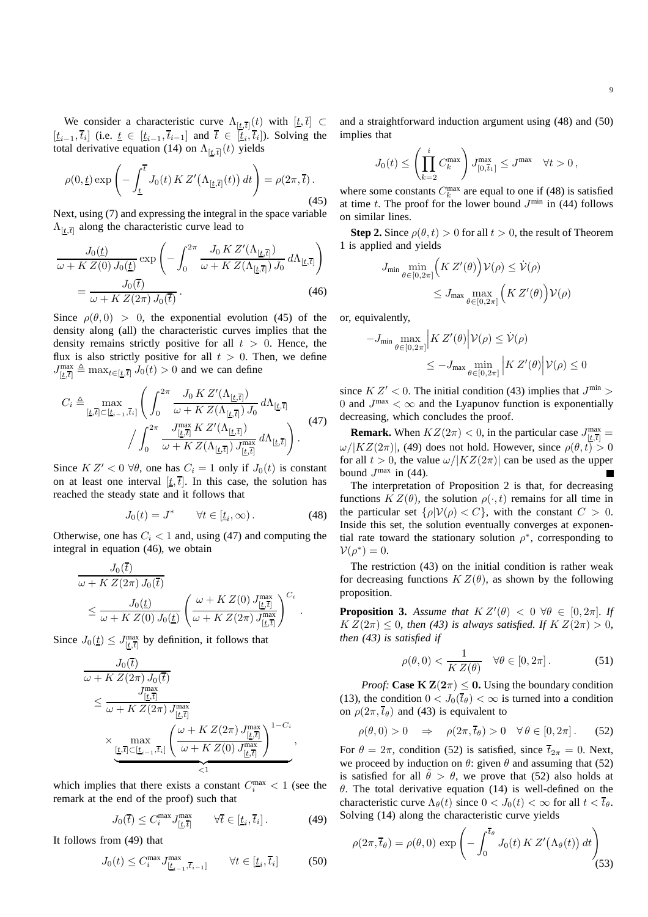We consider a characteristic curve $\Lambda_{[\underline{t},\overline{t}]}(t)$ with $[\underline{t},\overline{t}] \subset [\underline{t}_{i-1},\overline{t}_i]$ (i.e. $\underline{t} \in [\underline{t}_{i-1},\overline{t}_{i-1}]$ and $\overline{t} \in [\underline{t}_i,\overline{t}_i]$). Solving the total derivative equation (14) on $\Lambda_{[\underline{t},\overline{t}]}(t)$ yields

$$\rho(0,\underline{t}) \exp\left(-\int_{\underline{t}}^{\overline{t}} J_0(t)\, K\, Z'\big(\Lambda_{[\underline{t},\overline{t}]}(t)\big)\, dt\right) = \rho(2\pi,\overline{t}) \,. \tag{45}$$

Next, using (7) and expressing the integral in the space variable $\Lambda_{[\underline{t},\overline{t}]}$ along the characteristic curve lead to

$$\frac{J_0(\underline{t})}{\omega + K\, Z(0)\, J_0(\underline{t})} \exp\left(-\int_0^{2\pi} \frac{J_0\, K\, Z'(\Lambda_{[\underline{t},\overline{t}]})}{\omega + K\, Z(\Lambda_{[\underline{t},\overline{t}]})\, J_0}\, d\Lambda_{[\underline{t},\overline{t}]}\right) = \frac{J_0(\overline{t})}{\omega + K\, Z(2\pi)\, J_0(\overline{t})} \,. \tag{46}$$

Since $\rho(\theta,0) > 0$, the exponential evolution (45) of the density along (all) the characteristic curves implies that the density remains strictly positive for all $t > 0$. Hence, the flux is also strictly positive for all $t > 0$. Then, we define $J^{\max}_{[\underline{t},\overline{t}]} \triangleq \max_{t\in[\underline{t},\overline{t}]} J_0(t) > 0$ and we can define

$$C_i \triangleq \max_{[\underline{t},\overline{t}]\subset[\underline{t}_{i-1},\overline{t}_i]} \left( \int_0^{2\pi} \frac{J_0\, K\, Z'(\Lambda_{[\underline{t},\overline{t}]})}{\omega + K\, Z(\Lambda_{[\underline{t},\overline{t}]})\, J_0}\, d\Lambda_{[\underline{t},\overline{t}]} \Bigg/ \int_0^{2\pi} \frac{J^{\max}_{[\underline{t},\overline{t}]}\, K\, Z'(\Lambda_{[\underline{t},\overline{t}]})}{\omega + K\, Z(\Lambda_{[\underline{t},\overline{t}]})\, J^{\max}_{[\underline{t},\overline{t}]}}\, d\Lambda_{[\underline{t},\overline{t}]} \right). \tag{47}$$

Since $K\, Z' < 0\ \forall\theta$, one has $C_i = 1$ only if $J_0(t)$ is constant on at least one interval $[\underline{t},\overline{t}]$. In this case, the solution has reached the steady state and it follows that

$$J_0(t) = J^* \qquad \forall t \in [\underline{t}_i,\infty) \,. \tag{48}$$

Otherwise, one has $C_i < 1$ and, using (47) and computing the integral in equation (46), we obtain

$$\frac{J_0(\overline{t})}{\omega + K\, Z(2\pi)\, J_0(\overline{t})} \leq \frac{J_0(\underline{t})}{\omega + K\, Z(0)\, J_0(\underline{t})} \left(\frac{\omega + K\, Z(0)\, J^{\max}_{[\underline{t},\overline{t}]}}{\omega + K\, Z(2\pi)\, J^{\max}_{[\underline{t},\overline{t}]}}\right)^{C_i} .$$

Since $J_0(\underline{t}) \leq J^{\max}_{[\underline{t},\overline{t}]}$ by definition, it follows that

$$\frac{J_0(\overline{t})}{\omega + K\, Z(2\pi)\, J_0(\overline{t})} \leq \frac{J^{\max}_{[\underline{t},\overline{t}]}}{\omega + K\, Z(2\pi)\, J^{\max}_{[\underline{t},\overline{t}]}} \times \underbrace{\max_{[\underline{t},\overline{t}]\subset[\underline{t}_{i-1},\overline{t}_i]} \left(\frac{\omega + K\, Z(2\pi)\, J^{\max}_{[\underline{t},\overline{t}]}}{\omega + K\, Z(0)\, J^{\max}_{[\underline{t},\overline{t}]}}\right)^{1-C_i}}_{<1} ,$$

which implies that there exists a constant $C_i^{\max} < 1$ (see the remark at the end of the proof) such that

$$J_0(\overline{t}) \leq C_i^{\max} J^{\max}_{[\underline{t},\overline{t}]} \qquad \forall \overline{t} \in [\underline{t}_i,\overline{t}_i] \,. \tag{49}$$

It follows from (49) that

$$J_0(t) \leq C_i^{\max} J^{\max}_{[\underline{t}_{i-1},\overline{t}_{i-1}]} \qquad \forall t \in [\underline{t}_i,\overline{t}_i] \tag{50}$$

and a straightforward induction argument using (48) and (50) implies that

$$J_0(t) \leq \left(\prod_{k=2}^{i} C_k^{\max}\right) J^{\max}_{[0,\overline{t}_1]} \leq J^{\max} \quad \forall t > 0 \,,$$

where some constants $C_k^{\max}$ are equal to one if (48) is satisfied at time $t$. The proof for the lower bound $J^{\min}$ in (44) follows on similar lines.

**Step 2.** Since $\rho(\theta,t) > 0$ for all $t > 0$, the result of Theorem 1 is applied and yields

$$J_{\min} \min_{\theta\in[0,2\pi]} \Big(K\, Z'(\theta)\Big)\mathcal{V}(\rho) \leq \dot{\mathcal{V}}(\rho) \leq J_{\max} \max_{\theta\in[0,2\pi]} \Big(K\, Z'(\theta)\Big)\mathcal{V}(\rho)$$

or, equivalently,

$$-J_{\min} \max_{\theta\in[0,2\pi]} \Big|K\, Z'(\theta)\Big|\mathcal{V}(\rho) \leq \dot{\mathcal{V}}(\rho) \leq -J_{\max} \min_{\theta\in[0,2\pi]} \Big|K\, Z'(\theta)\Big|\mathcal{V}(\rho) \leq 0$$

since $K\, Z' < 0$. The initial condition (43) implies that $J^{\min} > 0$ and $J^{\max} < \infty$ and the Lyapunov function is exponentially decreasing, which concludes the proof.

**Remark.** When $KZ(2\pi) < 0$, in the particular case $J^{\max}_{[\underline{t},\overline{t}]} = \omega/|KZ(2\pi)|$, (49) does not hold. However, since $\rho(\theta,t) > 0$ for all $t > 0$, the value $\omega/|KZ(2\pi)|$ can be used as the upper bound $J^{\max}$ in (44). ∎

The interpretation of Proposition 2 is that, for decreasing functions $K\, Z(\theta)$, the solution $\rho(\cdot,t)$ remains for all time in the particular set $\{\rho|\mathcal{V}(\rho) < C\}$, with the constant $C > 0$. Inside this set, the solution eventually converges at exponential rate toward the stationary solution $\rho^*$, corresponding to $\mathcal{V}(\rho^*) = 0$.

The restriction (43) on the initial condition is rather weak for decreasing functions $K\, Z(\theta)$, as shown by the following proposition.

**Proposition 3.** *Assume that $K\, Z'(\theta) < 0\ \forall\theta \in [0,2\pi]$. If $K\, Z(2\pi) \leq 0$, then (43) is always satisfied. If $K\, Z(2\pi) > 0$, then (43) is satisfied if*

$$\rho(\theta,0) < \frac{1}{K\, Z(\theta)} \quad \forall \theta \in [0,2\pi] \,. \tag{51}$$

*Proof:* **Case $\mathbf{K\,Z(2\pi) \leq 0}$.** Using the boundary condition (13), the condition $0 < J_0(\overline{t}_\theta) < \infty$ is turned into a condition on $\rho(2\pi,\overline{t}_\theta)$ and (43) is equivalent to

$$\rho(\theta,0) > 0 \quad \Rightarrow \quad \rho(2\pi,\overline{t}_\theta) > 0 \quad \forall \theta \in [0,2\pi] \,. \tag{52}$$

For $\theta = 2\pi$, condition (52) is satisfied, since $\overline{t}_{2\pi} = 0$. Next, we proceed by induction on $\theta$: given $\theta$ and assuming that (52) is satisfied for all $\tilde{\theta} > \theta$, we prove that (52) also holds at $\theta$. The total derivative equation (14) is well-defined on the characteristic curve $\Lambda_\theta(t)$ since $0 < J_0(t) < \infty$ for all $t < \overline{t}_\theta$. Solving (14) along the characteristic curve yields

$$\rho(2\pi,\overline{t}_\theta) = \rho(\theta,0)\, \exp\left(-\int_0^{\overline{t}_\theta} J_0(t)\, K\, Z'\big(\Lambda_\theta(t)\big)\, dt\right) \tag{53}$$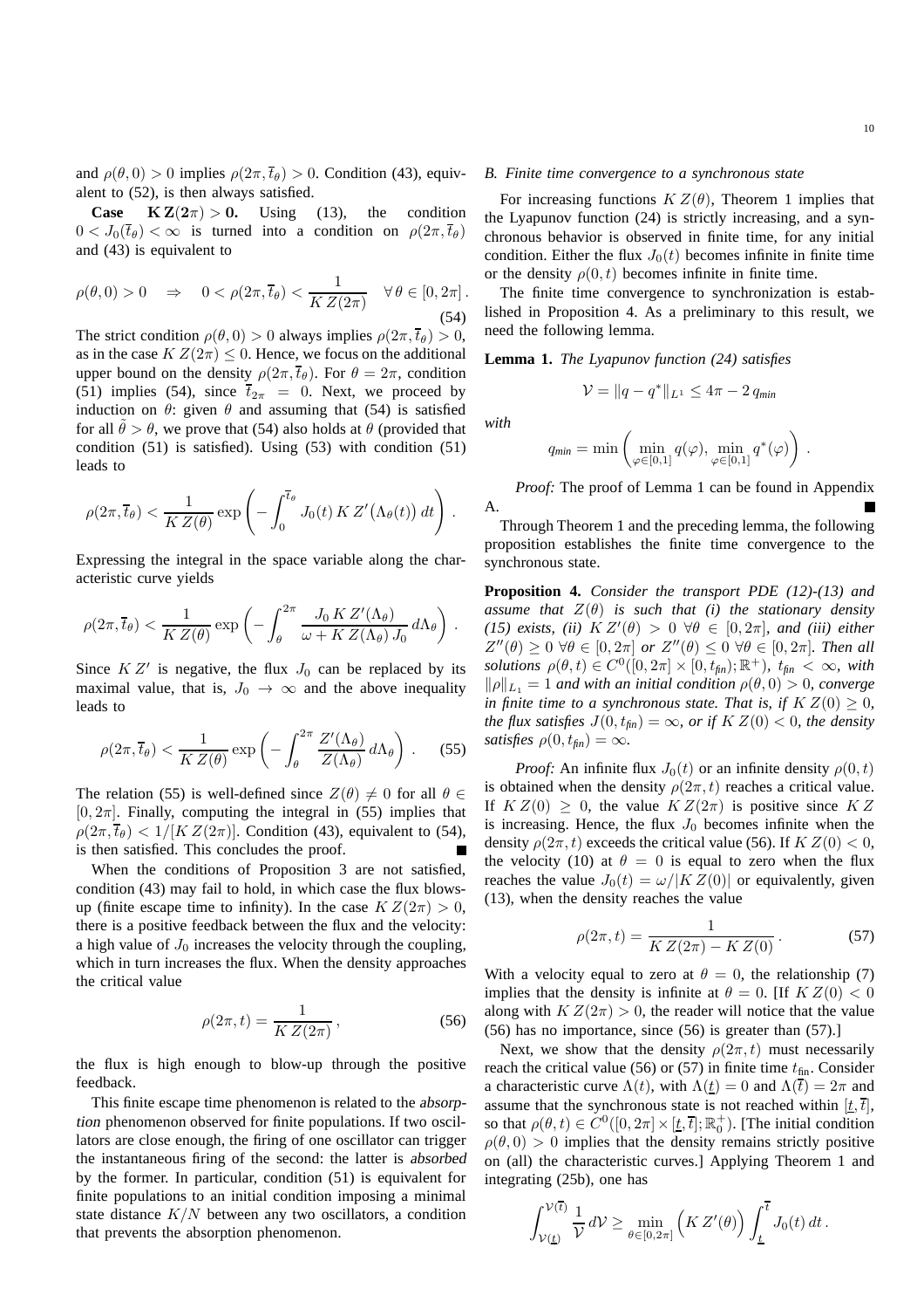and $\rho(\theta,0)>0$ implies $\rho(2\pi,\overline{t}_\theta)>0$. Condition (43), equivalent to (52), is then always satisfied.

**Case $\mathbf{K\,Z(2\pi)>0}$.** Using (13), the condition $0<J_0(\overline{t}_\theta)<\infty$ is turned into a condition on $\rho(2\pi,\overline{t}_\theta)$ and (43) is equivalent to

$$\rho(\theta,0)>0 \quad \Rightarrow \quad 0<\rho(2\pi,\overline{t}_\theta)<\frac{1}{K\,Z(2\pi)} \quad \forall\,\theta\in[0,2\pi]\,. \tag{54}$$

The strict condition $\rho(\theta,0)>0$ always implies $\rho(2\pi,\overline{t}_\theta)>0$, as in the case $K\,Z(2\pi)\leq 0$. Hence, we focus on the additional upper bound on the density $\rho(2\pi,\overline{t}_\theta)$. For $\theta=2\pi$, condition (51) implies (54), since $\overline{t}_{2\pi}=0$. Next, we proceed by induction on $\theta$: given $\theta$ and assuming that (54) is satisfied for all $\tilde{\theta}>\theta$, we prove that (54) also holds at $\theta$ (provided that condition (51) is satisfied). Using (53) with condition (51) leads to

$$\rho(2\pi,\overline{t}_\theta)<\frac{1}{K\,Z(\theta)}\exp\left(-\int_0^{\overline{t}_\theta} J_0(t)\,K\,Z'\big(\Lambda_\theta(t)\big)\,dt\right)\,.$$

Expressing the integral in the space variable along the characteristic curve yields

$$\rho(2\pi,\overline{t}_\theta)<\frac{1}{K\,Z(\theta)}\exp\left(-\int_\theta^{2\pi}\frac{J_0\,K\,Z'(\Lambda_\theta)}{\omega+K\,Z(\Lambda_\theta)\,J_0}\,d\Lambda_\theta\right)\,.$$

Since $K\,Z'$ is negative, the flux $J_0$ can be replaced by its maximal value, that is, $J_0\to\infty$ and the above inequality leads to

$$\rho(2\pi,\overline{t}_\theta)<\frac{1}{K\,Z(\theta)}\exp\left(-\int_\theta^{2\pi}\frac{Z'(\Lambda_\theta)}{Z(\Lambda_\theta)}\,d\Lambda_\theta\right)\,. \tag{55}$$

The relation (55) is well-defined since $Z(\theta)\neq 0$ for all $\theta\in[0,2\pi]$. Finally, computing the integral in (55) implies that $\rho(2\pi,\overline{t}_\theta)<1/[K\,Z(2\pi)]$. Condition (43), equivalent to (54), is then satisfied. This concludes the proof. ∎

When the conditions of Proposition 3 are not satisfied, condition (43) may fail to hold, in which case the flux blows-up (finite escape time to infinity). In the case $K\,Z(2\pi)>0$, there is a positive feedback between the flux and the velocity: a high value of $J_0$ increases the velocity through the coupling, which in turn increases the flux. When the density approaches the critical value

$$\rho(2\pi,t)=\frac{1}{K\,Z(2\pi)}\,, \tag{56}$$

the flux is high enough to blow-up through the positive feedback.

This finite escape time phenomenon is related to the *absorption* phenomenon observed for finite populations. If two oscillators are close enough, the firing of one oscillator can trigger the instantaneous firing of the second: the latter is *absorbed* by the former. In particular, condition (51) is equivalent for finite populations to an initial condition imposing a minimal state distance $K/N$ between any two oscillators, a condition that prevents the absorption phenomenon.

### B. Finite time convergence to a synchronous state

For increasing functions $K\,Z(\theta)$, Theorem 1 implies that the Lyapunov function (24) is strictly increasing, and a synchronous behavior is observed in finite time, for any initial condition. Either the flux $J_0(t)$ becomes infinite in finite time or the density $\rho(0,t)$ becomes infinite in finite time.

The finite time convergence to synchronization is established in Proposition 4. As a preliminary to this result, we need the following lemma.

**Lemma 1.** *The Lyapunov function (24) satisfies*

$$\mathcal{V}=\|q-q^*\|_{L^1}\leq 4\pi-2\,q_{min}$$

*with*

$$q_{min}=\min\left(\min_{\varphi\in[0,1]}q(\varphi),\,\min_{\varphi\in[0,1]}q^*(\varphi)\right)\,.$$

*Proof:* The proof of Lemma 1 can be found in Appendix A. ∎

Through Theorem 1 and the preceding lemma, the following proposition establishes the finite time convergence to the synchronous state.

**Proposition 4.** *Consider the transport PDE (12)-(13) and assume that $Z(\theta)$ is such that (i) the stationary density (15) exists, (ii) $K\,Z'(\theta)>0$ $\forall\theta\in[0,2\pi]$, and (iii) either $Z''(\theta)\geq 0$ $\forall\theta\in[0,2\pi]$ or $Z''(\theta)\leq 0$ $\forall\theta\in[0,2\pi]$. Then all solutions $\rho(\theta,t)\in C^0([0,2\pi]\times[0,t_{fin});\mathbb{R}^+)$, $t_{fin}<\infty$, with $\|\rho\|_{L_1}=1$ and with an initial condition $\rho(\theta,0)>0$, converge in finite time to a synchronous state. That is, if $K\,Z(0)\geq 0$, the flux satisfies $J(0,t_{fin})=\infty$, or if $K\,Z(0)<0$, the density satisfies $\rho(0,t_{fin})=\infty$.*

*Proof:* An infinite flux $J_0(t)$ or an infinite density $\rho(0,t)$ is obtained when the density $\rho(2\pi,t)$ reaches a critical value. If $K\,Z(0)\geq 0$, the value $K\,Z(2\pi)$ is positive since $K\,Z$ is increasing. Hence, the flux $J_0$ becomes infinite when the density $\rho(2\pi,t)$ exceeds the critical value (56). If $K\,Z(0)<0$, the velocity (10) at $\theta=0$ is equal to zero when the flux reaches the value $J_0(t)=\omega/|K\,Z(0)|$ or equivalently, given (13), when the density reaches the value

$$\rho(2\pi,t)=\frac{1}{K\,Z(2\pi)-K\,Z(0)}\,. \tag{57}$$

With a velocity equal to zero at $\theta=0$, the relationship (7) implies that the density is infinite at $\theta=0$. [If $K\,Z(0)<0$ along with $K\,Z(2\pi)>0$, the reader will notice that the value (56) has no importance, since (56) is greater than (57).]

Next, we show that the density $\rho(2\pi,t)$ must necessarily reach the critical value (56) or (57) in finite time $t_{fin}$. Consider a characteristic curve $\Lambda(t)$, with $\Lambda(\underline{t})=0$ and $\Lambda(\overline{t})=2\pi$ and assume that the synchronous state is not reached within $[\underline{t},\overline{t}]$, so that $\rho(\theta,t)\in C^0([0,2\pi]\times[\underline{t},\overline{t}];\mathbb{R}^+_0)$. [The initial condition $\rho(\theta,0)>0$ implies that the density remains strictly positive on (all) the characteristic curves.] Applying Theorem 1 and integrating (25b), one has

$$\int_{\mathcal{V}(\underline{t})}^{\mathcal{V}(\overline{t})}\frac{1}{\mathcal{V}}\,d\mathcal{V}\geq\min_{\theta\in[0,2\pi]}\Big(K\,Z'(\theta)\Big)\int_{\underline{t}}^{\overline{t}}J_0(t)\,dt\,.$$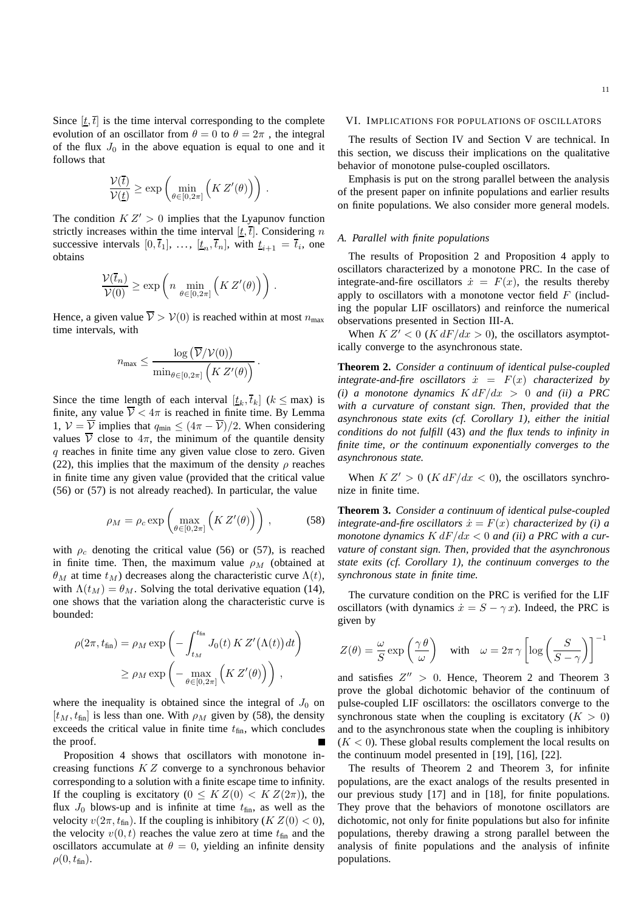Since $[\underline{t}, \overline{t}]$ is the time interval corresponding to the complete evolution of an oscillator from $\theta = 0$ to $\theta = 2\pi$ , the integral of the flux $J_0$ in the above equation is equal to one and it follows that

$$\frac{\mathcal{V}(\overline{t})}{\mathcal{V}(\underline{t})} \geq \exp\left( \min_{\theta \in [0,2\pi]} \Big( K\, Z'(\theta) \Big) \right) .$$

The condition $K\, Z' > 0$ implies that the Lyapunov function strictly increases within the time interval $[\underline{t}, \overline{t}]$. Considering $n$ successive intervals $[0, \overline{t}_1]$, $\ldots$, $[\underline{t}_n, \overline{t}_n]$, with $\underline{t}_{i+1} = \overline{t}_i$, one obtains

$$\frac{\mathcal{V}(\overline{t}_n)}{\mathcal{V}(0)} \geq \exp\left( n \min_{\theta \in [0,2\pi]} \Big( K\, Z'(\theta) \Big) \right) .$$

Hence, a given value $\overline{\mathcal{V}} > \mathcal{V}(0)$ is reached within at most $n_{\text{max}}$ time intervals, with

$$n_{\text{max}} \leq \frac{\log\big(\overline{\mathcal{V}}/\mathcal{V}(0)\big)}{\min_{\theta \in [0,2\pi]} \Big( K\, Z'(\theta) \Big)} .$$

Since the time length of each interval $[\underline{t}_k, \overline{t}_k]$ ($k \leq \max$) is finite, any value $\overline{\mathcal{V}} < 4\pi$ is reached in finite time. By Lemma 1, $\mathcal{V} = \overline{\mathcal{V}}$ implies that $q_{\text{min}} \leq (4\pi - \overline{\mathcal{V}})/2$. When considering values $\overline{\mathcal{V}}$ close to $4\pi$, the minimum of the quantile density $q$ reaches in finite time any given value close to zero. Given (22), this implies that the maximum of the density $\rho$ reaches in finite time any given value (provided that the critical value (56) or (57) is not already reached). In particular, the value

$$\rho_M = \rho_c \exp\left( \max_{\theta \in [0,2\pi]} \Big( K\, Z'(\theta) \Big) \right) , \tag{58}$$

with $\rho_c$ denoting the critical value (56) or (57), is reached in finite time. Then, the maximum value $\rho_M$ (obtained at $\theta_M$ at time $t_M$) decreases along the characteristic curve $\Lambda(t)$, with $\Lambda(t_M) = \theta_M$. Solving the total derivative equation (14), one shows that the variation along the characteristic curve is bounded:

$$\begin{aligned} \rho(2\pi, t_{\text{fin}}) &= \rho_M \exp\left( - \int_{t_M}^{t_{\text{fin}}} J_0(t)\, K\, Z'\big(\Lambda(t)\big)\, dt \right) \\ &\geq \rho_M \exp\left( - \max_{\theta \in [0,2\pi]} \Big( K\, Z'(\theta) \Big) \right) , \end{aligned}$$

where the inequality is obtained since the integral of $J_0$ on $[t_M, t_{\text{fin}}]$ is less than one. With $\rho_M$ given by (58), the density exceeds the critical value in finite time $t_{\text{fin}}$, which concludes the proof. ∎

Proposition 4 shows that oscillators with monotone increasing functions $K\, Z$ converge to a synchronous behavior corresponding to a solution with a finite escape time to infinity. If the coupling is excitatory ($0 \leq K\, Z(0) < K\, Z(2\pi)$), the flux $J_0$ blows-up and is infinite at time $t_{\text{fin}}$, as well as the velocity $v(2\pi, t_{\text{fin}})$. If the coupling is inhibitory ($K\, Z(0) < 0$), the velocity $v(0, t)$ reaches the value zero at time $t_{\text{fin}}$ and the oscillators accumulate at $\theta = 0$, yielding an infinite density $\rho(0, t_{\text{fin}})$.

## VI. Implications for populations of oscillators

The results of Section IV and Section V are technical. In this section, we discuss their implications on the qualitative behavior of monotone pulse-coupled oscillators.

Emphasis is put on the strong parallel between the analysis of the present paper on infinite populations and earlier results on finite populations. We also consider more general models.

### A. Parallel with finite populations

The results of Proposition 2 and Proposition 4 apply to oscillators characterized by a monotone PRC. In the case of integrate-and-fire oscillators $\dot{x} = F(x)$, the results thereby apply to oscillators with a monotone vector field $F$ (including the popular LIF oscillators) and reinforce the numerical observations presented in Section III-A.

When $K\, Z' < 0$ ($K\, dF/dx > 0$), the oscillators asymptotically converge to the asynchronous state.

**Theorem 2.** *Consider a continuum of identical pulse-coupled integrate-and-fire oscillators $\dot{x} = F(x)$ characterized by (i) a monotone dynamics $K\, dF/dx > 0$ and (ii) a PRC with a curvature of constant sign. Then, provided that the asynchronous state exits (cf. Corollary 1), either the initial conditions do not fulfill* (43) *and the flux tends to infinity in finite time, or the continuum exponentially converges to the asynchronous state.*

When $K\, Z' > 0$ ($K\, dF/dx < 0$), the oscillators synchronize in finite time.

**Theorem 3.** *Consider a continuum of identical pulse-coupled integrate-and-fire oscillators $\dot{x} = F(x)$ characterized by (i) a monotone dynamics $K\, dF/dx < 0$ and (ii) a PRC with a curvature of constant sign. Then, provided that the asynchronous state exits (cf. Corollary 1), the continuum converges to the synchronous state in finite time.*

The curvature condition on the PRC is verified for the LIF oscillators (with dynamics $\dot{x} = S - \gamma\, x$). Indeed, the PRC is given by

$$Z(\theta) = \frac{\omega}{S} \exp\left( \frac{\gamma\, \theta}{\omega} \right) \quad \text{with} \quad \omega = 2\pi\, \gamma \left[ \log\left( \frac{S}{S - \gamma} \right) \right]^{-1}$$

and satisfies $Z'' > 0$. Hence, Theorem 2 and Theorem 3 prove the global dichotomic behavior of the continuum of pulse-coupled LIF oscillators: the oscillators converge to the synchronous state when the coupling is excitatory ($K > 0$) and to the asynchronous state when the coupling is inhibitory ($K < 0$). These global results complement the local results on the continuum model presented in [19], [16], [22].

The results of Theorem 2 and Theorem 3, for infinite populations, are the exact analogs of the results presented in our previous study [17] and in [18], for finite populations. They prove that the behaviors of monotone oscillators are dichotomic, not only for finite populations but also for infinite populations, thereby drawing a strong parallel between the analysis of finite populations and the analysis of infinite populations.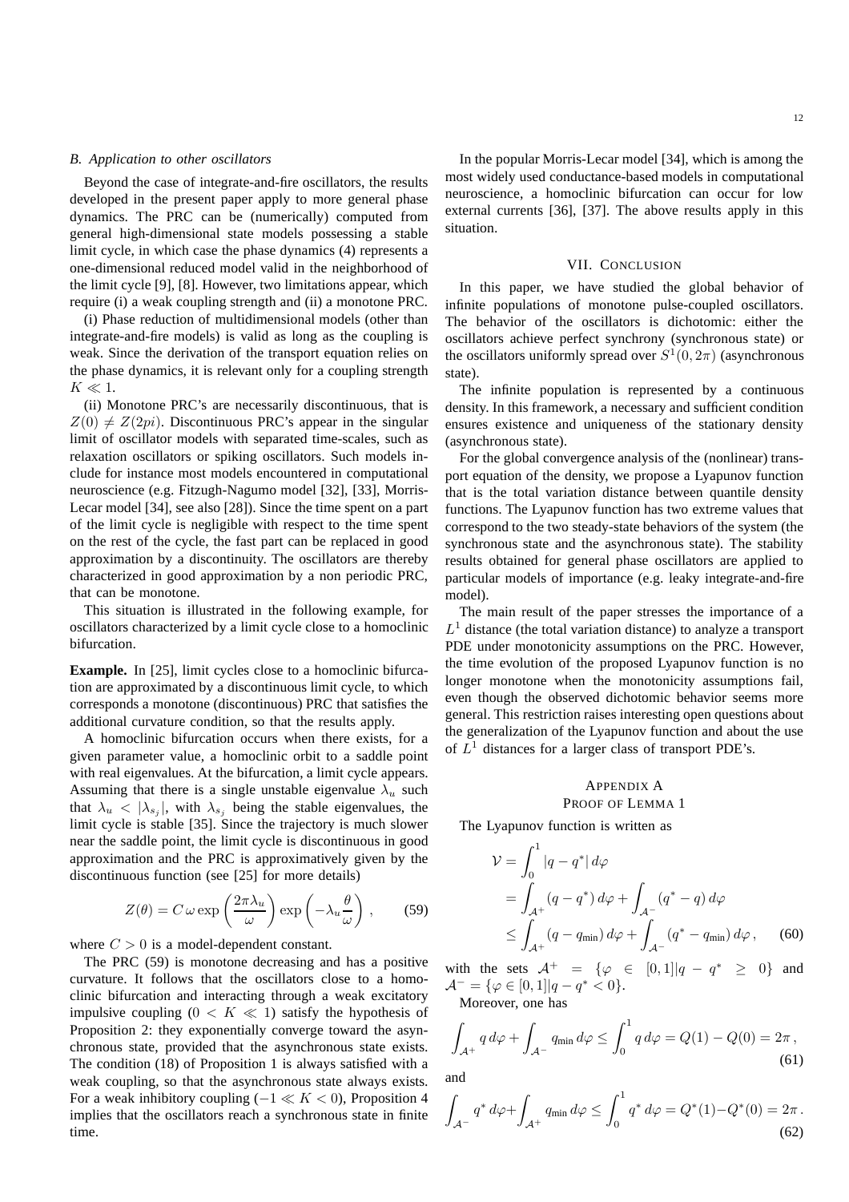### B. Application to other oscillators

Beyond the case of integrate-and-fire oscillators, the results developed in the present paper apply to more general phase dynamics. The PRC can be (numerically) computed from general high-dimensional state models possessing a stable limit cycle, in which case the phase dynamics (4) represents a one-dimensional reduced model valid in the neighborhood of the limit cycle [9], [8]. However, two limitations appear, which require (i) a weak coupling strength and (ii) a monotone PRC.

(i) Phase reduction of multidimensional models (other than integrate-and-fire models) is valid as long as the coupling is weak. Since the derivation of the transport equation relies on the phase dynamics, it is relevant only for a coupling strength $K \ll 1$.

(ii) Monotone PRC's are necessarily discontinuous, that is $Z(0) \neq Z(2pi)$. Discontinuous PRC's appear in the singular limit of oscillator models with separated time-scales, such as relaxation oscillators or spiking oscillators. Such models include for instance most models encountered in computational neuroscience (e.g. Fitzugh-Nagumo model [32], [33], Morris-Lecar model [34], see also [28]). Since the time spent on a part of the limit cycle is negligible with respect to the time spent on the rest of the cycle, the fast part can be replaced in good approximation by a discontinuity. The oscillators are thereby characterized in good approximation by a non periodic PRC, that can be monotone.

This situation is illustrated in the following example, for oscillators characterized by a limit cycle close to a homoclinic bifurcation.

**Example.** In [25], limit cycles close to a homoclinic bifurcation are approximated by a discontinuous limit cycle, to which corresponds a monotone (discontinuous) PRC that satisfies the additional curvature condition, so that the results apply.

A homoclinic bifurcation occurs when there exists, for a given parameter value, a homoclinic orbit to a saddle point with real eigenvalues. At the bifurcation, a limit cycle appears. Assuming that there is a single unstable eigenvalue $\lambda_u$ such that $\lambda_u < |\lambda_{s_j}|$, with $\lambda_{s_j}$ being the stable eigenvalues, the limit cycle is stable [35]. Since the trajectory is much slower near the saddle point, the limit cycle is discontinuous in good approximation and the PRC is approximatively given by the discontinuous function (see [25] for more details)

$$Z(\theta) = C\,\omega \exp\left(\frac{2\pi\lambda_u}{\omega}\right) \exp\left(-\lambda_u \frac{\theta}{\omega}\right)\,, \qquad (59)$$

where $C > 0$ is a model-dependent constant.

The PRC (59) is monotone decreasing and has a positive curvature. It follows that the oscillators close to a homoclinic bifurcation and interacting through a weak excitatory impulsive coupling ($0 < K \ll 1$) satisfy the hypothesis of Proposition 2: they exponentially converge toward the asynchronous state, provided that the asynchronous state exists. The condition (18) of Proposition 1 is always satisfied with a weak coupling, so that the asynchronous state always exists. For a weak inhibitory coupling ($-1 \ll K < 0$), Proposition 4 implies that the oscillators reach a synchronous state in finite time.

In the popular Morris-Lecar model [34], which is among the most widely used conductance-based models in computational neuroscience, a homoclinic bifurcation can occur for low external currents [36], [37]. The above results apply in this situation.

## VII. Conclusion

In this paper, we have studied the global behavior of infinite populations of monotone pulse-coupled oscillators. The behavior of the oscillators is dichotomic: either the oscillators achieve perfect synchrony (synchronous state) or the oscillators uniformly spread over $S^1(0, 2\pi)$ (asynchronous state).

The infinite population is represented by a continuous density. In this framework, a necessary and sufficient condition ensures existence and uniqueness of the stationary density (asynchronous state).

For the global convergence analysis of the (nonlinear) transport equation of the density, we propose a Lyapunov function that is the total variation distance between quantile density functions. The Lyapunov function has two extreme values that correspond to the two steady-state behaviors of the system (the synchronous state and the asynchronous state). The stability results obtained for general phase oscillators are applied to particular models of importance (e.g. leaky integrate-and-fire model).

The main result of the paper stresses the importance of a $L^1$ distance (the total variation distance) to analyze a transport PDE under monotonicity assumptions on the PRC. However, the time evolution of the proposed Lyapunov function is no longer monotone when the monotonicity assumptions fail, even though the observed dichotomic behavior seems more general. This restriction raises interesting open questions about the generalization of the Lyapunov function and about the use of $L^1$ distances for a larger class of transport PDE's.

## Appendix A
## Proof of Lemma 1

The Lyapunov function is written as

$$\begin{aligned}
\mathcal{V} &= \int_0^1 |q - q^*|\, d\varphi \\
&= \int_{\mathcal{A}^+} (q - q^*)\, d\varphi + \int_{\mathcal{A}^-} (q^* - q)\, d\varphi \\
&\leq \int_{\mathcal{A}^+} (q - q_{\min})\, d\varphi + \int_{\mathcal{A}^-} (q^* - q_{\min})\, d\varphi\,, \qquad (60)
\end{aligned}$$

with the sets $\mathcal{A}^+ = \{\varphi \in [0,1] | q - q^* \geq 0\}$ and $\mathcal{A}^- = \{\varphi \in [0,1] | q - q^* < 0\}$.

Moreover, one has

$$\int_{\mathcal{A}^+} q\, d\varphi + \int_{\mathcal{A}^-} q_{\min}\, d\varphi \leq \int_0^1 q\, d\varphi = Q(1) - Q(0) = 2\pi\,, \qquad (61)$$

and

$$\int_{\mathcal{A}^-} q^*\, d\varphi + \int_{\mathcal{A}^+} q_{\min}\, d\varphi \leq \int_0^1 q^*\, d\varphi = Q^*(1) - Q^*(0) = 2\pi\,. \qquad (62)$$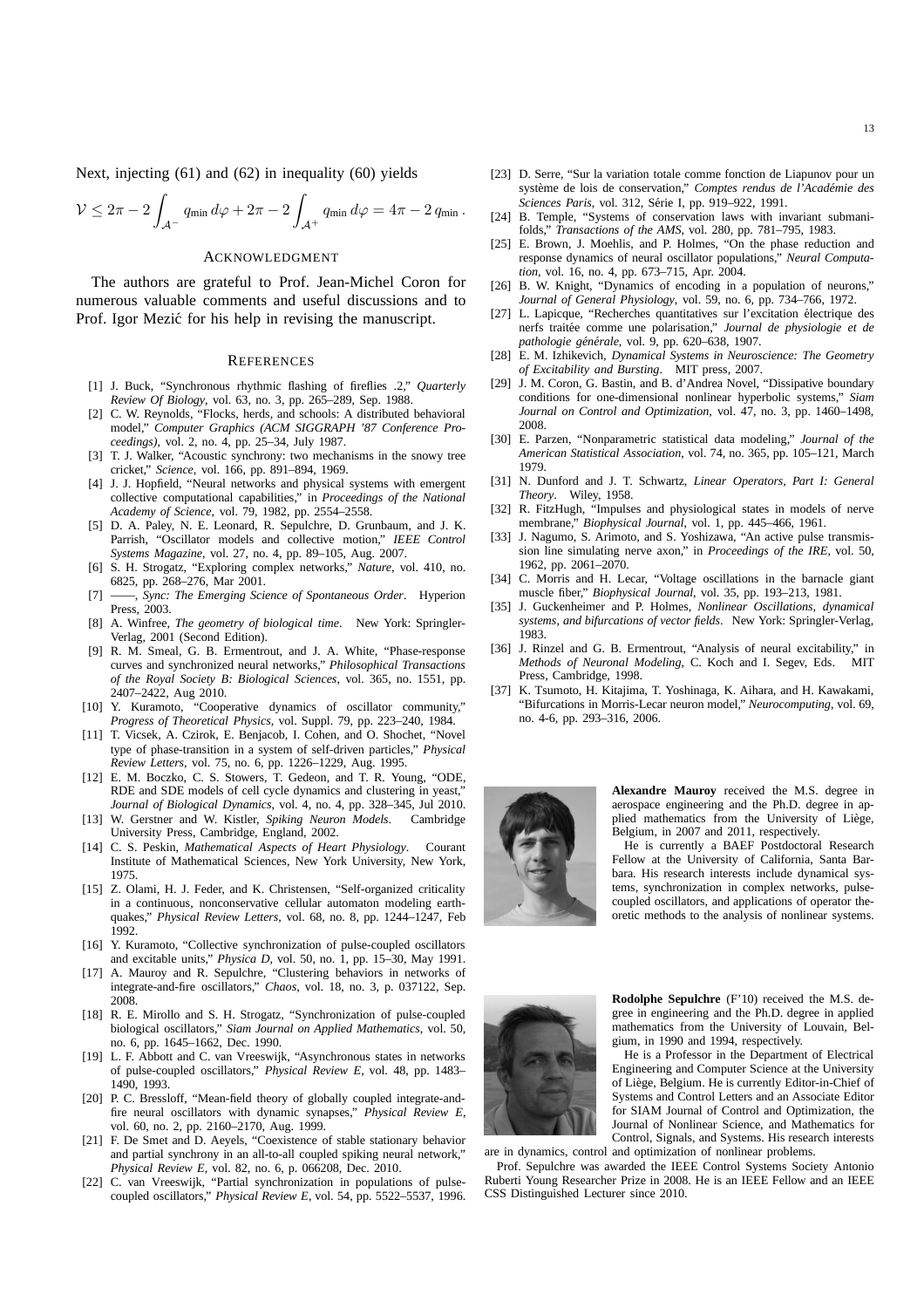Next, injecting (61) and (62) in inequality (60) yields

$$\mathcal{V} \leq 2\pi - 2\int_{\mathcal{A}^-} q_{\min}\, d\varphi + 2\pi - 2\int_{\mathcal{A}^+} q_{\min}\, d\varphi = 4\pi - 2\, q_{\min}\,.$$

## ACKNOWLEDGMENT

The authors are grateful to Prof. Jean-Michel Coron for numerous valuable comments and useful discussions and to Prof. Igor Mezić for his help in revising the manuscript.

## REFERENCES

[1] J. Buck, "Synchronous rhythmic flashing of fireflies .2," *Quarterly Review Of Biology*, vol. 63, no. 3, pp. 265–289, Sep. 1988.

[2] C. W. Reynolds, "Flocks, herds, and schools: A distributed behavioral model," *Computer Graphics (ACM SIGGRAPH '87 Conference Proceedings)*, vol. 2, no. 4, pp. 25–34, July 1987.

[3] T. J. Walker, "Acoustic synchrony: two mechanisms in the snowy tree cricket," *Science*, vol. 166, pp. 891–894, 1969.

[4] J. J. Hopfield, "Neural networks and physical systems with emergent collective computational capabilities," in *Proceedings of the National Academy of Science*, vol. 79, 1982, pp. 2554–2558.

[5] D. A. Paley, N. E. Leonard, R. Sepulchre, D. Grunbaum, and J. K. Parrish, "Oscillator models and collective motion," *IEEE Control Systems Magazine*, vol. 27, no. 4, pp. 89–105, Aug. 2007.

[6] S. H. Strogatz, "Exploring complex networks," *Nature*, vol. 410, no. 6825, pp. 268–276, Mar 2001.

[7] ——, *Sync: The Emerging Science of Spontaneous Order*. Hyperion Press, 2003.

[8] A. Winfree, *The geometry of biological time*. New York: Springler-Verlag, 2001 (Second Edition).

[9] R. M. Smeal, G. B. Ermentrout, and J. A. White, "Phase-response curves and synchronized neural networks," *Philosophical Transactions of the Royal Society B: Biological Sciences*, vol. 365, no. 1551, pp. 2407–2422, Aug 2010.

[10] Y. Kuramoto, "Cooperative dynamics of oscillator community," *Progress of Theoretical Physics*, vol. Suppl. 79, pp. 223–240, 1984.

[11] T. Vicsek, A. Czirok, E. Benjacob, I. Cohen, and O. Shochet, "Novel type of phase-transition in a system of self-driven particles," *Physical Review Letters*, vol. 75, no. 6, pp. 1226–1229, Aug. 1995.

[12] E. M. Boczko, C. S. Stowers, T. Gedeon, and T. R. Young, "ODE, RDE and SDE models of cell cycle dynamics and clustering in yeast," *Journal of Biological Dynamics*, vol. 4, no. 4, pp. 328–345, Jul 2010.

[13] W. Gerstner and W. Kistler, *Spiking Neuron Models*. Cambridge University Press, Cambridge, England, 2002.

[14] C. S. Peskin, *Mathematical Aspects of Heart Physiology*. Courant Institute of Mathematical Sciences, New York University, New York, 1975.

[15] Z. Olami, H. J. Feder, and K. Christensen, "Self-organized criticality in a continuous, nonconservative cellular automaton modeling earthquakes," *Physical Review Letters*, vol. 68, no. 8, pp. 1244–1247, Feb 1992.

[16] Y. Kuramoto, "Collective synchronization of pulse-coupled oscillators and excitable units," *Physica D*, vol. 50, no. 1, pp. 15–30, May 1991.

[17] A. Mauroy and R. Sepulchre, "Clustering behaviors in networks of integrate-and-fire oscillators," *Chaos*, vol. 18, no. 3, p. 037122, Sep. 2008.

[18] R. E. Mirollo and S. H. Strogatz, "Synchronization of pulse-coupled biological oscillators," *Siam Journal on Applied Mathematics*, vol. 50, no. 6, pp. 1645–1662, Dec. 1990.

[19] L. F. Abbott and C. van Vreeswijk, "Asynchronous states in networks of pulse-coupled oscillators," *Physical Review E*, vol. 48, pp. 1483–1490, 1993.

[20] P. C. Bressloff, "Mean-field theory of globally coupled integrate-and-fire neural oscillators with dynamic synapses," *Physical Review E*, vol. 60, no. 2, pp. 2160–2170, Aug. 1999.

[21] F. De Smet and D. Aeyels, "Coexistence of stable stationary behavior and partial synchrony in an all-to-all coupled spiking neural network," *Physical Review E*, vol. 82, no. 6, p. 066208, Dec. 2010.

[22] C. van Vreeswijk, "Partial synchronization in populations of pulse-coupled oscillators," *Physical Review E*, vol. 54, pp. 5522–5537, 1996.

[23] D. Serre, "Sur la variation totale comme fonction de Liapunov pour un système de lois de conservation," *Comptes rendus de l'Académie des Sciences Paris*, vol. 312, Série I, pp. 919–922, 1991.

[24] B. Temple, "Systems of conservation laws with invariant submanifolds," *Transactions of the AMS*, vol. 280, pp. 781–795, 1983.

[25] E. Brown, J. Moehlis, and P. Holmes, "On the phase reduction and response dynamics of neural oscillator populations," *Neural Computation*, vol. 16, no. 4, pp. 673–715, Apr. 2004.

[26] B. W. Knight, "Dynamics of encoding in a population of neurons," *Journal of General Physiology*, vol. 59, no. 6, pp. 734–766, 1972.

[27] L. Lapicque, "Recherches quantitatives sur l'excitation électrique des nerfs traitée comme une polarisation," *Journal de physiologie et de pathologie générale*, vol. 9, pp. 620–638, 1907.

[28] E. M. Izhikevich, *Dynamical Systems in Neuroscience: The Geometry of Excitability and Bursting*. MIT press, 2007.

[29] J. M. Coron, G. Bastin, and B. d'Andrea Novel, "Dissipative boundary conditions for one-dimensional nonlinear hyperbolic systems," *Siam Journal on Control and Optimization*, vol. 47, no. 3, pp. 1460–1498, 2008.

[30] E. Parzen, "Nonparametric statistical data modeling," *Journal of the American Statistical Association*, vol. 74, no. 365, pp. 105–121, March 1979.

[31] N. Dunford and J. T. Schwartz, *Linear Operators, Part I: General Theory*. Wiley, 1958.

[32] R. FitzHugh, "Impulses and physiological states in models of nerve membrane," *Biophysical Journal*, vol. 1, pp. 445–466, 1961.

[33] J. Nagumo, S. Arimoto, and S. Yoshizawa, "An active pulse transmission line simulating nerve axon," in *Proceedings of the IRE*, vol. 50, 1962, pp. 2061–2070.

[34] C. Morris and H. Lecar, "Voltage oscillations in the barnacle giant muscle fiber," *Biophysical Journal*, vol. 35, pp. 193–213, 1981.

[35] J. Guckenheimer and P. Holmes, *Nonlinear Oscillations, dynamical systems, and bifurcations of vector fields*. New York: Springler-Verlag, 1983.

[36] J. Rinzel and G. B. Ermentrout, "Analysis of neural excitability," in *Methods of Neuronal Modeling*, C. Koch and I. Segev, Eds. MIT Press, Cambridge, 1998.

[37] K. Tsumoto, H. Kitajima, T. Yoshinaga, K. Aihara, and H. Kawakami, "Bifurcations in Morris-Lecar neuron model," *Neurocomputing*, vol. 69, no. 4-6, pp. 293–316, 2006.

**Alexandre Mauroy** received the M.S. degree in aerospace engineering and the Ph.D. degree in applied mathematics from the University of Liège, Belgium, in 2007 and 2011, respectively.

He is currently a BAEF Postdoctoral Research Fellow at the University of California, Santa Barbara. His research interests include dynamical systems, synchronization in complex networks, pulse-coupled oscillators, and applications of operator theoretic methods to the analysis of nonlinear systems.

**Rodolphe Sepulchre** (F'10) received the M.S. degree in engineering and the Ph.D. degree in applied mathematics from the University of Louvain, Belgium, in 1990 and 1994, respectively.

He is a Professor in the Department of Electrical Engineering and Computer Science at the University of Liège, Belgium. He is currently Editor-in-Chief of Systems and Control Letters and an Associate Editor for SIAM Journal of Control and Optimization, the Journal of Nonlinear Science, and Mathematics for Control, Signals, and Systems. His research interests are in dynamics, control and optimization of nonlinear problems.

Prof. Sepulchre was awarded the IEEE Control Systems Society Antonio Ruberti Young Researcher Prize in 2008. He is an IEEE Fellow and an IEEE CSS Distinguished Lecturer since 2010.